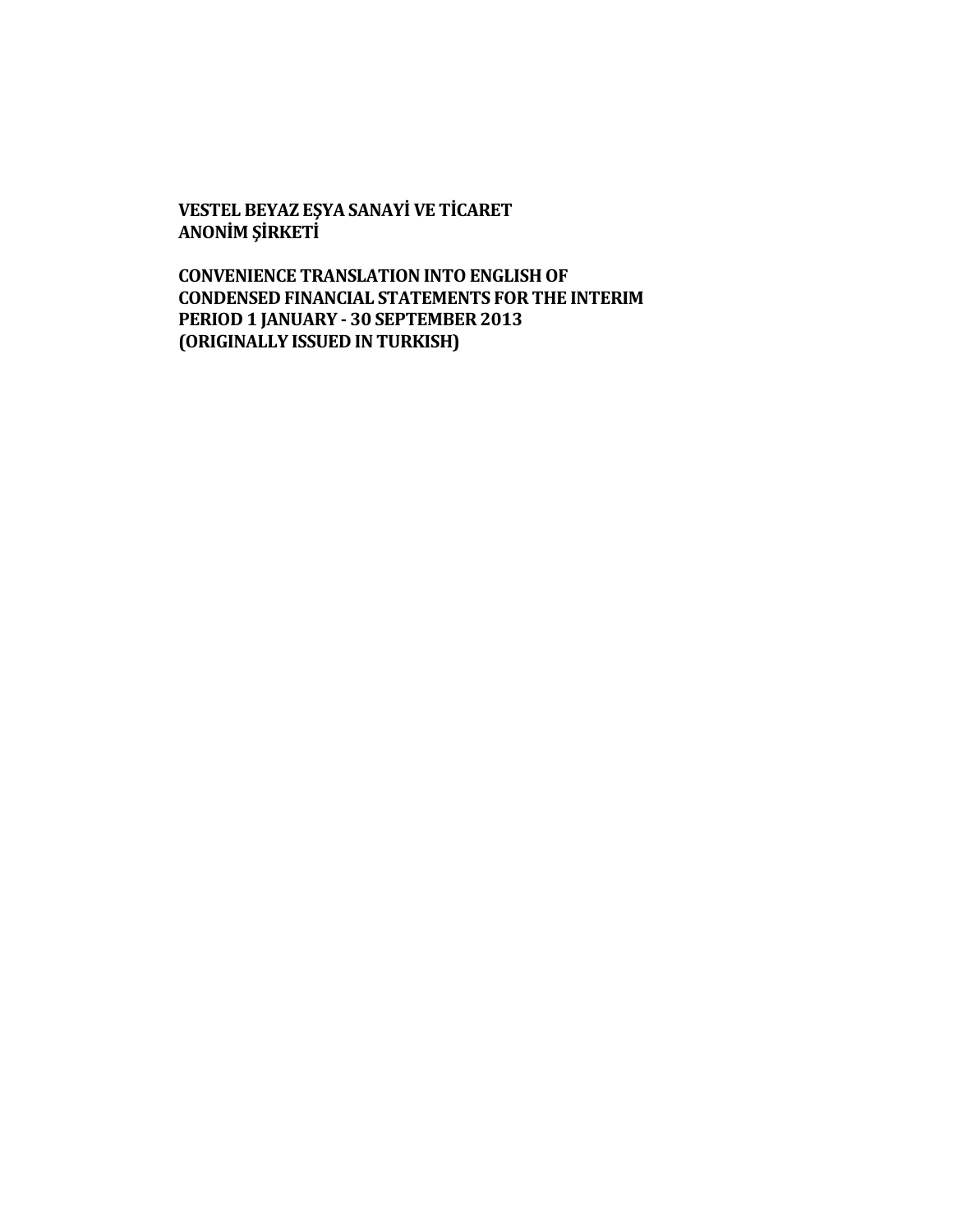**VESTEL BEYAZ EŞYA SANAYİ VE TİCARET ANONİM ŞİRKETİ**

**CONVENIENCE TRANSLATION INTO ENGLISH OF CONDENSED FINANCIAL STATEMENTS FOR THE INTERIM PERIOD 1 JANUARY - 30 SEPTEMBER 2013 (ORIGINALLY ISSUED IN TURKISH)**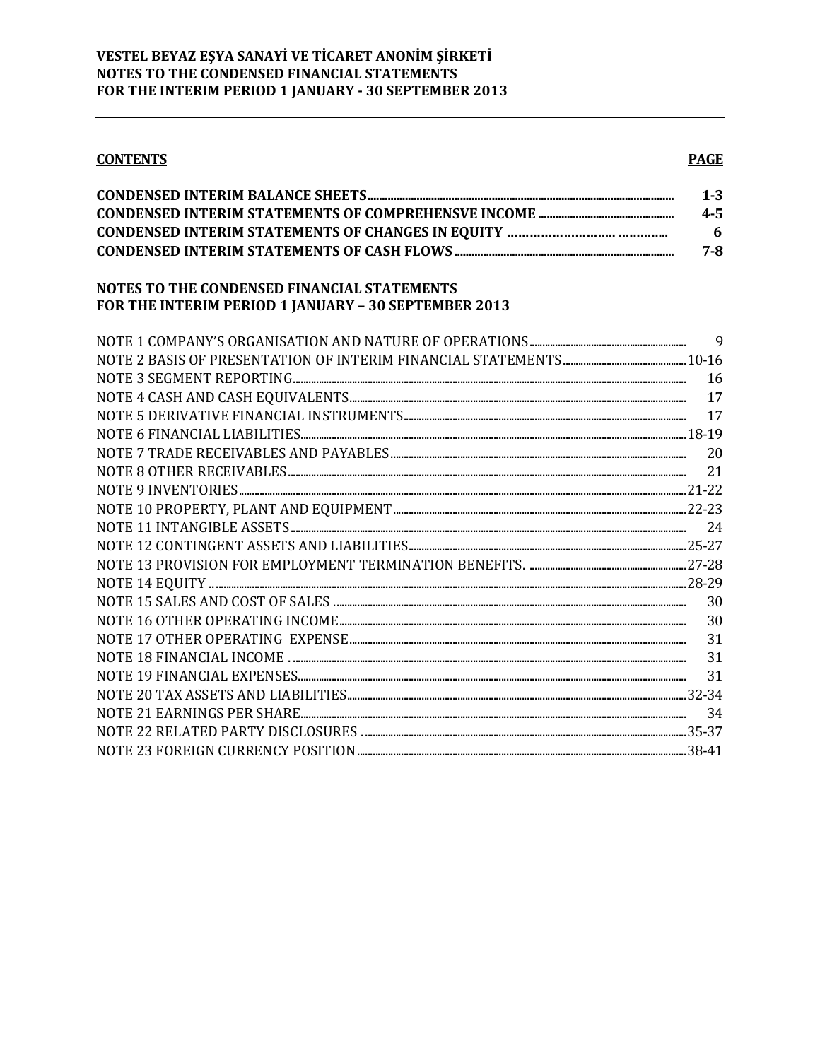**VESTEL BEYAZ EŞYA SANAYİ VE TİCARET ANONİM ŞİRKETİ**
**NOTES TO THE CONDENSED FINANCIAL STATEMENTS**
**FOR THE INTERIM PERIOD 1 JANUARY - 30 SEPTEMBER 2013**

| **CONTENTS** | **PAGE** |
|---|---|
| **CONDENSED INTERIM BALANCE SHEETS** | **1-3** |
| **CONDENSED INTERIM STATEMENTS OF COMPREHENSVE INCOME** | **4-5** |
| **CONDENSED INTERIM STATEMENTS OF CHANGES IN EQUITY** | **6** |
| **CONDENSED INTERIM STATEMENTS OF CASH FLOWS** | **7-8** |

**NOTES TO THE CONDENSED FINANCIAL STATEMENTS**
**FOR THE INTERIM PERIOD 1 JANUARY – 30 SEPTEMBER 2013**

| | |
|---|---|
| NOTE 1 COMPANY'S ORGANISATION AND NATURE OF OPERATIONS | 9 |
| NOTE 2 BASIS OF PRESENTATION OF INTERIM FINANCIAL STATEMENTS | 10-16 |
| NOTE 3 SEGMENT REPORTING | 16 |
| NOTE 4 CASH AND CASH EQUIVALENTS | 17 |
| NOTE 5 DERIVATIVE FINANCIAL INSTRUMENTS | 17 |
| NOTE 6 FINANCIAL LIABILITIES | 18-19 |
| NOTE 7 TRADE RECEIVABLES AND PAYABLES | 20 |
| NOTE 8 OTHER RECEIVABLES | 21 |
| NOTE 9 INVENTORIES | 21-22 |
| NOTE 10 PROPERTY, PLANT AND EQUIPMENT | 22-23 |
| NOTE 11 INTANGIBLE ASSETS | 24 |
| NOTE 12 CONTINGENT ASSETS AND LIABILITIES | 25-27 |
| NOTE 13 PROVISION FOR EMPLOYMENT TERMINATION BENEFITS. | 27-28 |
| NOTE 14 EQUITY | 28-29 |
| NOTE 15 SALES AND COST OF SALES | 30 |
| NOTE 16 OTHER OPERATING INCOME | 30 |
| NOTE 17 OTHER OPERATING EXPENSE | 31 |
| NOTE 18 FINANCIAL INCOME | 31 |
| NOTE 19 FINANCIAL EXPENSES | 31 |
| NOTE 20 TAX ASSETS AND LIABILITIES | 32-34 |
| NOTE 21 EARNINGS PER SHARE | 34 |
| NOTE 22 RELATED PARTY DISCLOSURES | 35-37 |
| NOTE 23 FOREIGN CURRENCY POSITION | 38-41 |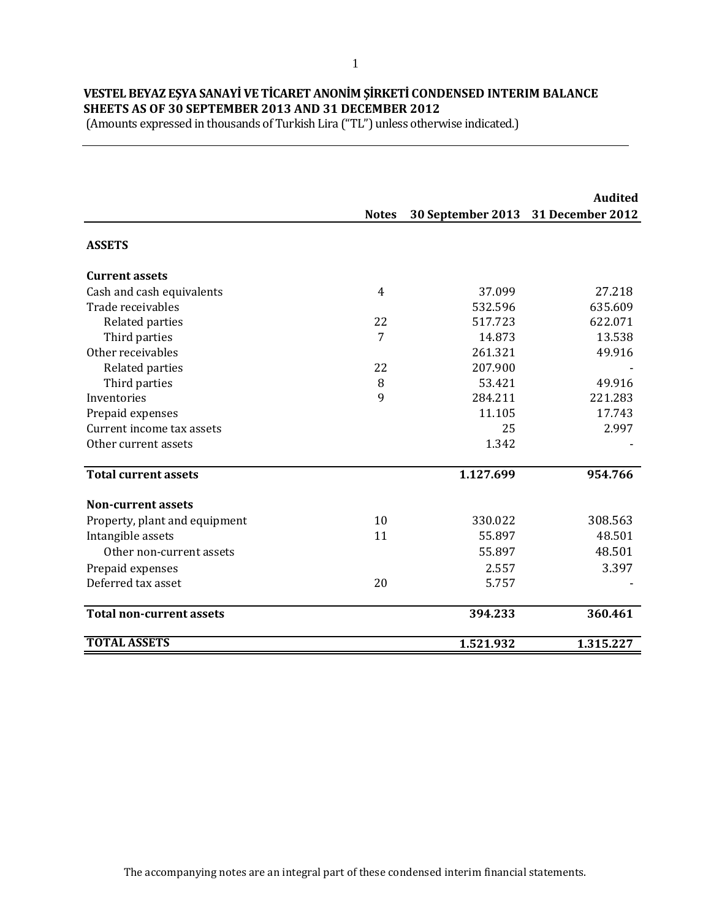# VESTEL BEYAZ EŞYA SANAYİ VE TİCARET ANONİM ŞİRKETİ CONDENSED INTERIM BALANCE SHEETS AS OF 30 SEPTEMBER 2013 AND 31 DECEMBER 2012

(Amounts expressed in thousands of Turkish Lira ("TL") unless otherwise indicated.)

| | Notes | 30 September 2013 | Audited 31 December 2012 |
|---|---|---|---|
| **ASSETS** | | | |
| **Current assets** | | | |
| Cash and cash equivalents | 4 | 37.099 | 27.218 |
| Trade receivables | | 532.596 | 635.609 |
| Related parties | 22 | 517.723 | 622.071 |
| Third parties | 7 | 14.873 | 13.538 |
| Other receivables | | 261.321 | 49.916 |
| Related parties | 22 | 207.900 | - |
| Third parties | 8 | 53.421 | 49.916 |
| Inventories | 9 | 284.211 | 221.283 |
| Prepaid expenses | | 11.105 | 17.743 |
| Current income tax assets | | 25 | 2.997 |
| Other current assets | | 1.342 | - |
| **Total current assets** | | **1.127.699** | **954.766** |
| **Non-current assets** | | | |
| Property, plant and equipment | 10 | 330.022 | 308.563 |
| Intangible assets | 11 | 55.897 | 48.501 |
| Other non-current assets | | 55.897 | 48.501 |
| Prepaid expenses | | 2.557 | 3.397 |
| Deferred tax asset | 20 | 5.757 | - |
| **Total non-current assets** | | **394.233** | **360.461** |
| **TOTAL ASSETS** | | **1.521.932** | **1.315.227** |

The accompanying notes are an integral part of these condensed interim financial statements.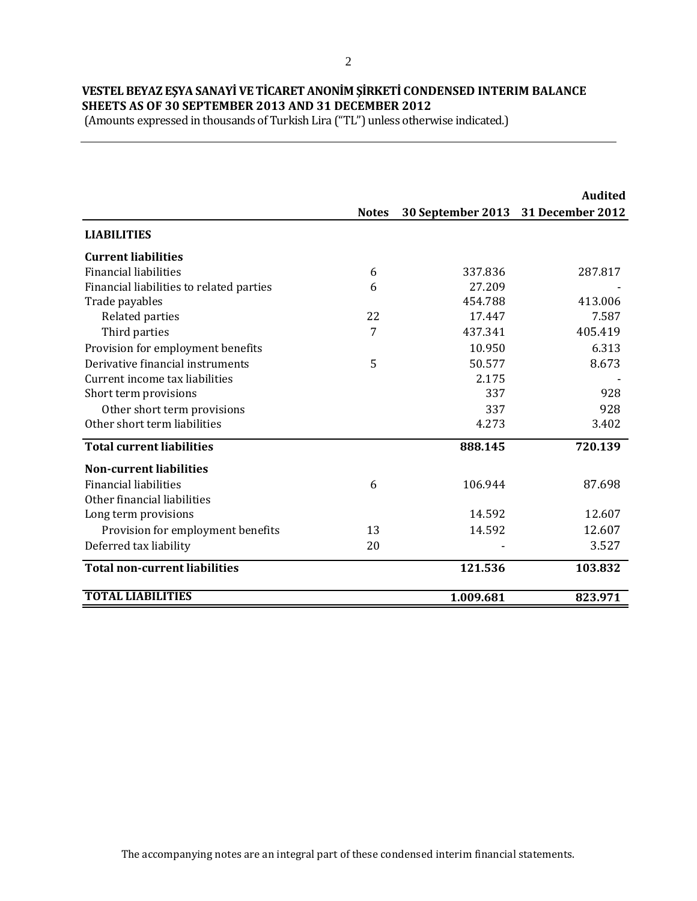# VESTEL BEYAZ EŞYA SANAYİ VE TİCARET ANONİM ŞİRKETİ CONDENSED INTERIM BALANCE SHEETS AS OF 30 SEPTEMBER 2013 AND 31 DECEMBER 2012

(Amounts expressed in thousands of Turkish Lira ("TL") unless otherwise indicated.)

| | Notes | 30 September 2013 | Audited 31 December 2012 |
|---|---|---|---|
| **LIABILITIES** | | | |
| **Current liabilities** | | | |
| Financial liabilities | 6 | 337.836 | 287.817 |
| Financial liabilities to related parties | 6 | 27.209 | - |
| Trade payables | | 454.788 | 413.006 |
| Related parties | 22 | 17.447 | 7.587 |
| Third parties | 7 | 437.341 | 405.419 |
| Provision for employment benefits | | 10.950 | 6.313 |
| Derivative financial instruments | 5 | 50.577 | 8.673 |
| Current income tax liabilities | | 2.175 | - |
| Short term provisions | | 337 | 928 |
| Other short term provisions | | 337 | 928 |
| Other short term liabilities | | 4.273 | 3.402 |
| **Total current liabilities** | | **888.145** | **720.139** |
| **Non-current liabilities** | | | |
| Financial liabilities | 6 | 106.944 | 87.698 |
| Other financial liabilities | | | |
| Long term provisions | | 14.592 | 12.607 |
| Provision for employment benefits | 13 | 14.592 | 12.607 |
| Deferred tax liability | 20 | - | 3.527 |
| **Total non-current liabilities** | | **121.536** | **103.832** |
| **TOTAL LIABILITIES** | | **1.009.681** | **823.971** |

The accompanying notes are an integral part of these condensed interim financial statements.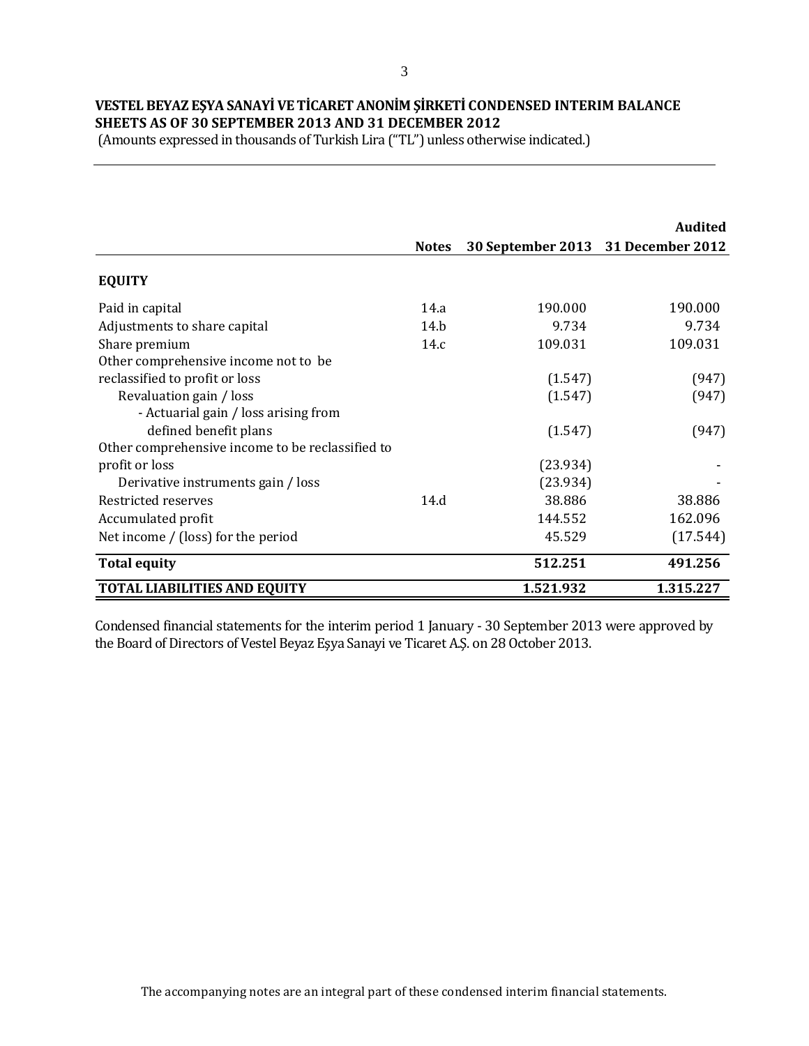# VESTEL BEYAZ EŞYA SANAYİ VE TİCARET ANONİM ŞİRKETİ CONDENSED INTERIM BALANCE SHEETS AS OF 30 SEPTEMBER 2013 AND 31 DECEMBER 2012

(Amounts expressed in thousands of Turkish Lira ("TL") unless otherwise indicated.)

| | Notes | 30 September 2013 | Audited 31 December 2012 |
|---|---|---|---|
| **EQUITY** | | | |
| Paid in capital | 14.a | 190.000 | 190.000 |
| Adjustments to share capital | 14.b | 9.734 | 9.734 |
| Share premium | 14.c | 109.031 | 109.031 |
| Other comprehensive income not to be reclassified to profit or loss | | (1.547) | (947) |
| Revaluation gain / loss | | (1.547) | (947) |
| - Actuarial gain / loss arising from defined benefit plans | | (1.547) | (947) |
| Other comprehensive income to be reclassified to profit or loss | | (23.934) | - |
| Derivative instruments gain / loss | | (23.934) | - |
| Restricted reserves | 14.d | 38.886 | 38.886 |
| Accumulated profit | | 144.552 | 162.096 |
| Net income / (loss) for the period | | 45.529 | (17.544) |
| **Total equity** | | **512.251** | **491.256** |
| **TOTAL LIABILITIES AND EQUITY** | | **1.521.932** | **1.315.227** |

Condensed financial statements for the interim period 1 January - 30 September 2013 were approved by the Board of Directors of Vestel Beyaz Eşya Sanayi ve Ticaret A.Ş. on 28 October 2013.

The accompanying notes are an integral part of these condensed interim financial statements.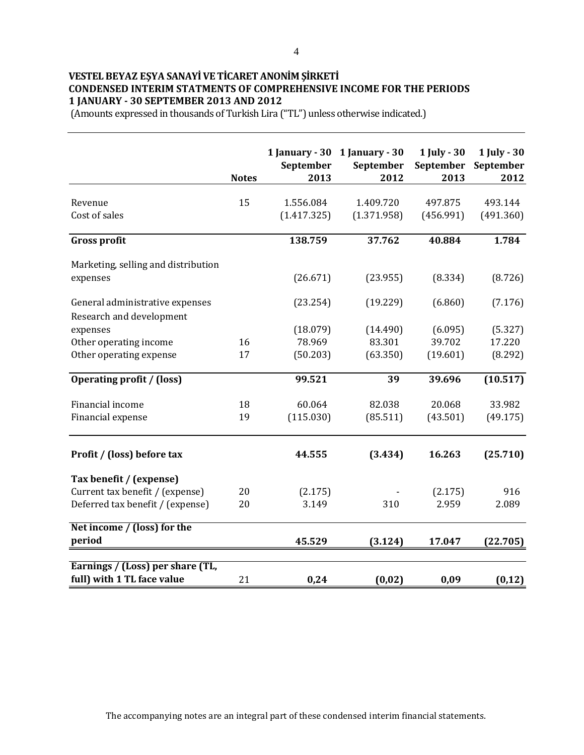**VESTEL BEYAZ EŞYA SANAYİ VE TİCARET ANONİM ŞİRKETİ**
**CONDENSED INTERIM STATMENTS OF COMPREHENSIVE INCOME FOR THE PERIODS**
**1 JANUARY - 30 SEPTEMBER 2013 AND 2012**
(Amounts expressed in thousands of Turkish Lira ("TL") unless otherwise indicated.)

| | Notes | 1 January - 30 September 2013 | 1 January - 30 September 2012 | 1 July - 30 September 2013 | 1 July - 30 September 2012 |
|---|---|---|---|---|---|
| Revenue | 15 | 1.556.084 | 1.409.720 | 497.875 | 493.144 |
| Cost of sales | | (1.417.325) | (1.371.958) | (456.991) | (491.360) |
| **Gross profit** | | **138.759** | **37.762** | **40.884** | **1.784** |
| Marketing, selling and distribution expenses | | (26.671) | (23.955) | (8.334) | (8.726) |
| General administrative expenses | | (23.254) | (19.229) | (6.860) | (7.176) |
| Research and development expenses | | (18.079) | (14.490) | (6.095) | (5.327) |
| Other operating income | 16 | 78.969 | 83.301 | 39.702 | 17.220 |
| Other operating expense | 17 | (50.203) | (63.350) | (19.601) | (8.292) |
| **Operating profit / (loss)** | | **99.521** | **39** | **39.696** | **(10.517)** |
| Financial income | 18 | 60.064 | 82.038 | 20.068 | 33.982 |
| Financial expense | 19 | (115.030) | (85.511) | (43.501) | (49.175) |
| **Profit / (loss) before tax** | | **44.555** | **(3.434)** | **16.263** | **(25.710)** |
| **Tax benefit / (expense)** | | | | | |
| Current tax benefit / (expense) | 20 | (2.175) | - | (2.175) | 916 |
| Deferred tax benefit / (expense) | 20 | 3.149 | 310 | 2.959 | 2.089 |
| **Net income / (loss) for the period** | | **45.529** | **(3.124)** | **17.047** | **(22.705)** |
| **Earnings / (Loss) per share (TL, full) with 1 TL face value** | 21 | **0,24** | **(0,02)** | **0,09** | **(0,12)** |

The accompanying notes are an integral part of these condensed interim financial statements.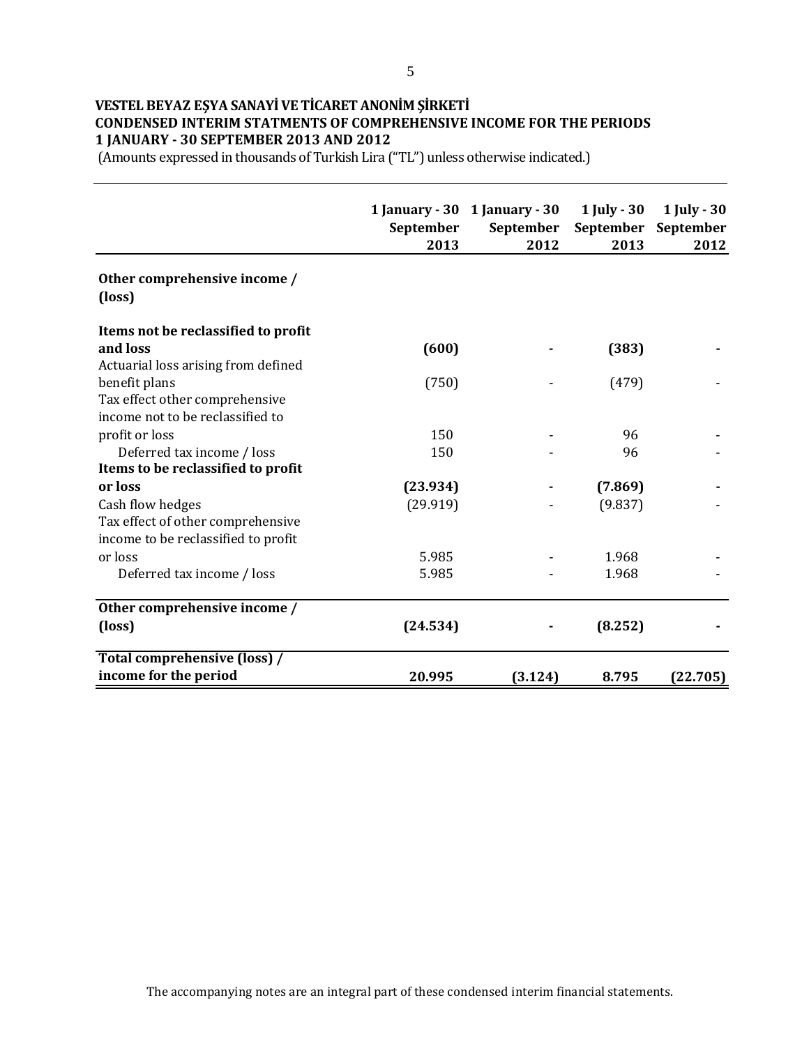**VESTEL BEYAZ EŞYA SANAYİ VE TİCARET ANONİM ŞİRKETİ**
**CONDENSED INTERIM STATMENTS OF COMPREHENSIVE INCOME FOR THE PERIODS**
**1 JANUARY - 30 SEPTEMBER 2013 AND 2012**
(Amounts expressed in thousands of Turkish Lira ("TL") unless otherwise indicated.)

| | 1 January - 30 September 2013 | 1 January - 30 September 2012 | 1 July - 30 September 2013 | 1 July - 30 September 2012 |
|---|---|---|---|---|
| **Other comprehensive income / (loss)** | | | | |
| **Items not be reclassified to profit and loss** | **(600)** | **-** | **(383)** | **-** |
| Actuarial loss arising from defined benefit plans | (750) | - | (479) | - |
| Tax effect other comprehensive income not to be reclassified to profit or loss | 150 | - | 96 | - |
| Deferred tax income / loss | 150 | - | 96 | - |
| **Items to be reclassified to profit or loss** | **(23.934)** | **-** | **(7.869)** | **-** |
| Cash flow hedges | (29.919) | - | (9.837) | - |
| Tax effect of other comprehensive income to be reclassified to profit or loss | 5.985 | - | 1.968 | - |
| Deferred tax income / loss | 5.985 | - | 1.968 | - |
| **Other comprehensive income / (loss)** | **(24.534)** | **-** | **(8.252)** | **-** |
| **Total comprehensive (loss) / income for the period** | **20.995** | **(3.124)** | **8.795** | **(22.705)** |

The accompanying notes are an integral part of these condensed interim financial statements.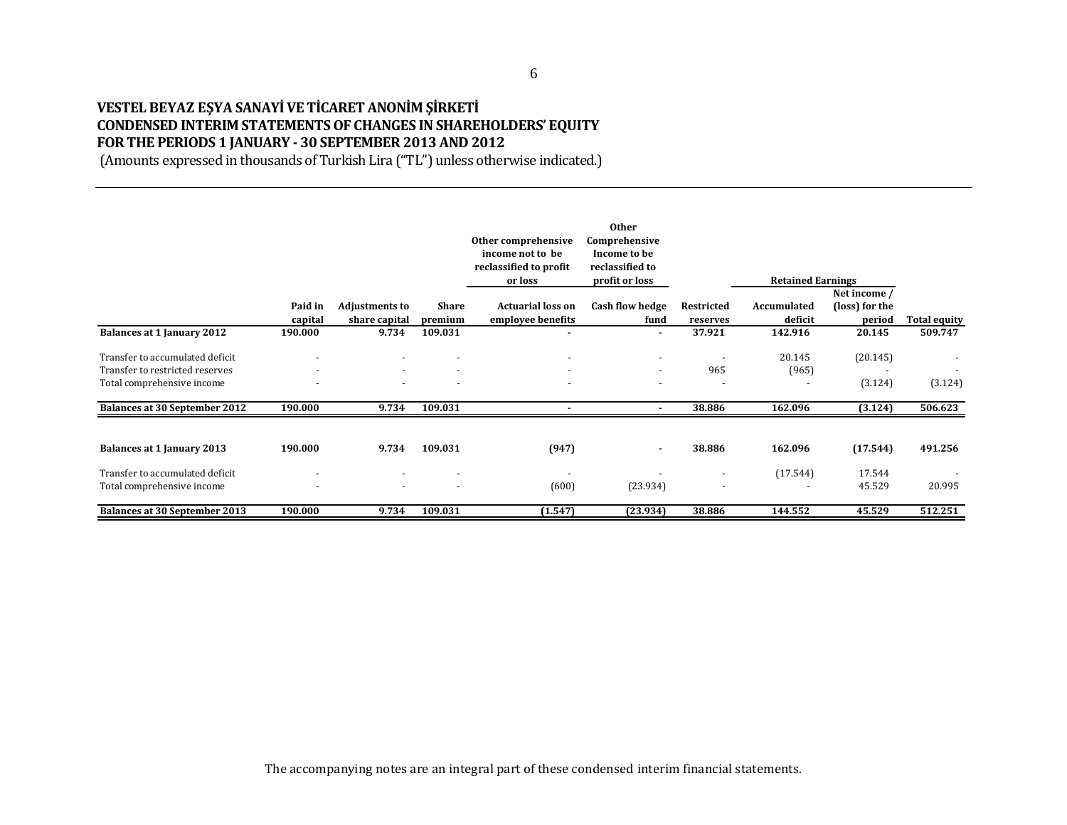**VESTEL BEYAZ EŞYA SANAYİ VE TİCARET ANONİM ŞİRKETİ**
**CONDENSED INTERIM STATEMENTS OF CHANGES IN SHAREHOLDERS' EQUITY**
**FOR THE PERIODS 1 JANUARY - 30 SEPTEMBER 2013 AND 2012**
(Amounts expressed in thousands of Turkish Lira ("TL") unless otherwise indicated.)

| | | | | Other comprehensive income not to be reclassified to profit or loss | Other Comprehensive Income to be reclassified to profit or loss | | Retained Earnings | | |
|---|---|---|---|---|---|---|---|---|---|
| | Paid in capital | Adjustments to share capital | Share premium | Actuarial loss on employee benefits | Cash flow hedge fund | Restricted reserves | Accumulated deficit | Net income / (loss) for the period | Total equity |
| **Balances at 1 January 2012** | **190.000** | **9.734** | **109.031** | **-** | **-** | **37.921** | **142.916** | **20.145** | **509.747** |
| Transfer to accumulated deficit | - | - | - | - | - | - | 20.145 | (20.145) | - |
| Transfer to restricted reserves | - | - | - | - | - | 965 | (965) | - | - |
| Total comprehensive income | - | - | - | - | - | - | - | (3.124) | (3.124) |
| **Balances at 30 September 2012** | **190.000** | **9.734** | **109.031** | **-** | **-** | **38.886** | **162.096** | **(3.124)** | **506.623** |
| | | | | | | | | | |
| **Balances at 1 January 2013** | **190.000** | **9.734** | **109.031** | **(947)** | **-** | **38.886** | **162.096** | **(17.544)** | **491.256** |
| Transfer to accumulated deficit | - | - | - | - | - | - | (17.544) | 17.544 | - |
| Total comprehensive income | - | - | - | (600) | (23.934) | - | - | 45.529 | 20.995 |
| **Balances at 30 September 2013** | **190.000** | **9.734** | **109.031** | **(1.547)** | **(23.934)** | **38.886** | **144.552** | **45.529** | **512.251** |

The accompanying notes are an integral part of these condensed interim financial statements.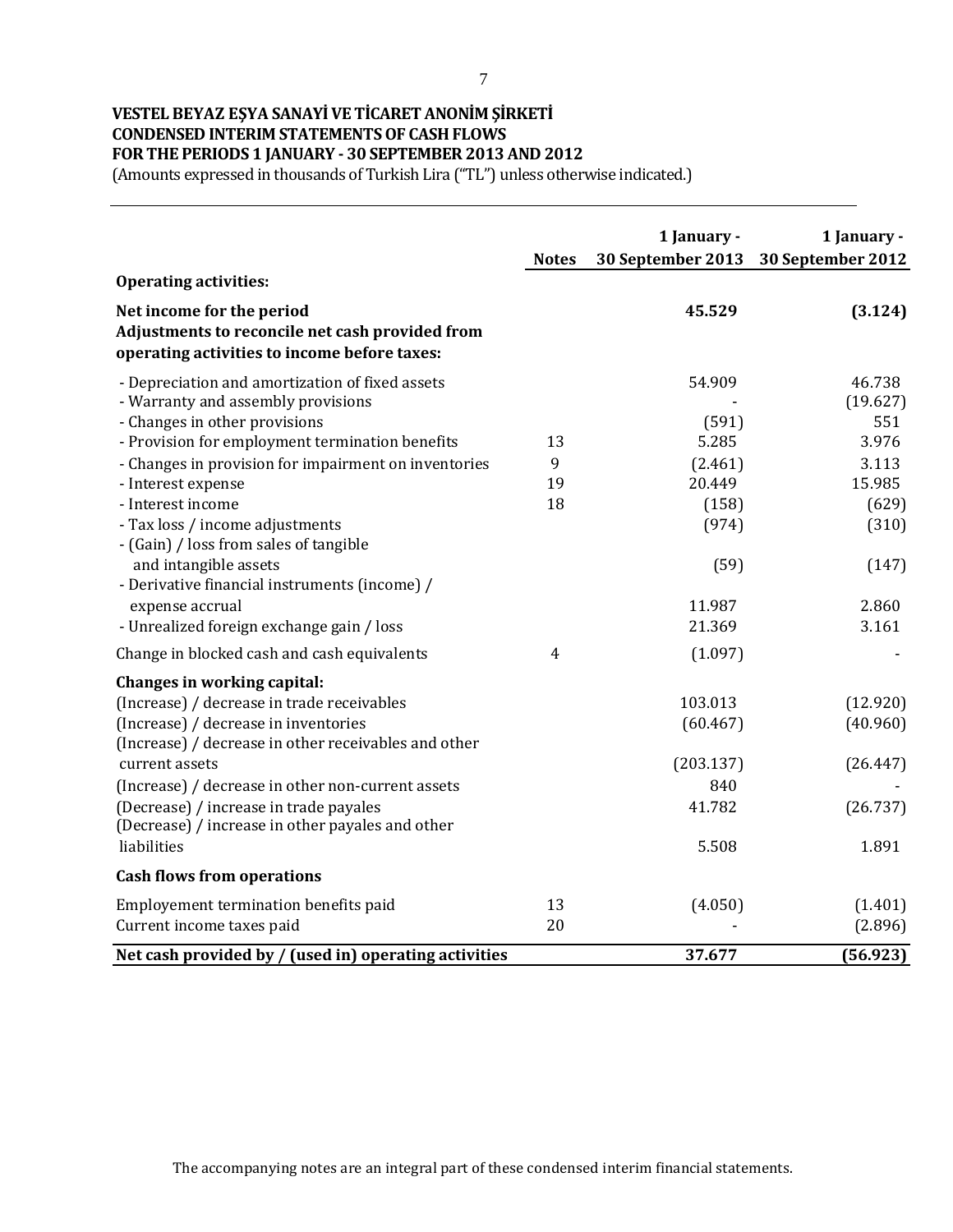**VESTEL BEYAZ EŞYA SANAYİ VE TİCARET ANONİM ŞİRKETİ**
**CONDENSED INTERIM STATEMENTS OF CASH FLOWS**
**FOR THE PERIODS 1 JANUARY - 30 SEPTEMBER 2013 AND 2012**
(Amounts expressed in thousands of Turkish Lira ("TL") unless otherwise indicated.)

| | Notes | 1 January - 30 September 2013 | 1 January - 30 September 2012 |
|---|---|---|---|
| **Operating activities:** | | | |
| **Net income for the period** | | **45.529** | **(3.124)** |
| **Adjustments to reconcile net cash provided from operating activities to income before taxes:** | | | |
| - Depreciation and amortization of fixed assets | | 54.909 | 46.738 |
| - Warranty and assembly provisions | | - | (19.627) |
| - Changes in other provisions | | (591) | 551 |
| - Provision for employment termination benefits | 13 | 5.285 | 3.976 |
| - Changes in provision for impairment on inventories | 9 | (2.461) | 3.113 |
| - Interest expense | 19 | 20.449 | 15.985 |
| - Interest income | 18 | (158) | (629) |
| - Tax loss / income adjustments | | (974) | (310) |
| - (Gain) / loss from sales of tangible and intangible assets | | (59) | (147) |
| - Derivative financial instruments (income) / expense accrual | | 11.987 | 2.860 |
| - Unrealized foreign exchange gain / loss | | 21.369 | 3.161 |
| Change in blocked cash and cash equivalents | 4 | (1.097) | - |
| **Changes in working capital:** | | | |
| (Increase) / decrease in trade receivables | | 103.013 | (12.920) |
| (Increase) / decrease in inventories | | (60.467) | (40.960) |
| (Increase) / decrease in other receivables and other current assets | | (203.137) | (26.447) |
| (Increase) / decrease in other non-current assets | | 840 | - |
| (Decrease) / increase in trade payales | | 41.782 | (26.737) |
| (Decrease) / increase in other payales and other liabilities | | 5.508 | 1.891 |
| **Cash flows from operations** | | | |
| Employement termination benefits paid | 13 | (4.050) | (1.401) |
| Current income taxes paid | 20 | - | (2.896) |
| **Net cash provided by / (used in) operating activities** | | **37.677** | **(56.923)** |

The accompanying notes are an integral part of these condensed interim financial statements.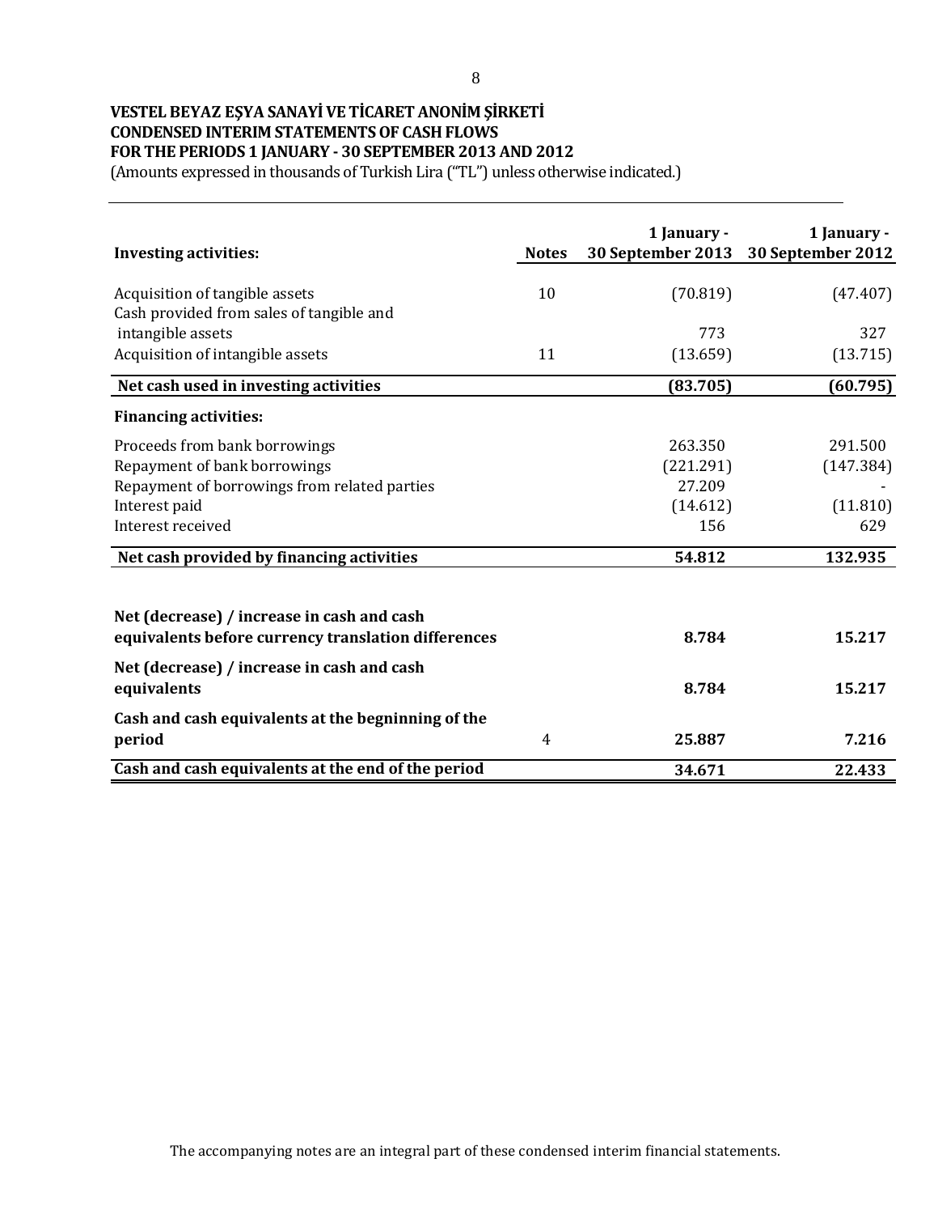**VESTEL BEYAZ EŞYA SANAYİ VE TİCARET ANONİM ŞİRKETİ**
**CONDENSED INTERIM STATEMENTS OF CASH FLOWS**
**FOR THE PERIODS 1 JANUARY - 30 SEPTEMBER 2013 AND 2012**
(Amounts expressed in thousands of Turkish Lira ("TL") unless otherwise indicated.)

| **Investing activities:** | **Notes** | **1 January - 30 September 2013** | **1 January - 30 September 2012** |
|---|---|---|---|
| Acquisition of tangible assets | 10 | (70.819) | (47.407) |
| Cash provided from sales of tangible and intangible assets | | 773 | 327 |
| Acquisition of intangible assets | 11 | (13.659) | (13.715) |
| **Net cash used in investing activities** | | **(83.705)** | **(60.795)** |
| **Financing activities:** | | | |
| Proceeds from bank borrowings | | 263.350 | 291.500 |
| Repayment of bank borrowings | | (221.291) | (147.384) |
| Repayment of borrowings from related parties | | 27.209 | - |
| Interest paid | | (14.612) | (11.810) |
| Interest received | | 156 | 629 |
| **Net cash provided by financing activities** | | **54.812** | **132.935** |
| **Net (decrease) / increase in cash and cash equivalents before currency translation differences** | | **8.784** | **15.217** |
| **Net (decrease) / increase in cash and cash equivalents** | | **8.784** | **15.217** |
| **Cash and cash equivalents at the beginning of the period** | 4 | **25.887** | **7.216** |
| **Cash and cash equivalents at the end of the period** | | **34.671** | **22.433** |

The accompanying notes are an integral part of these condensed interim financial statements.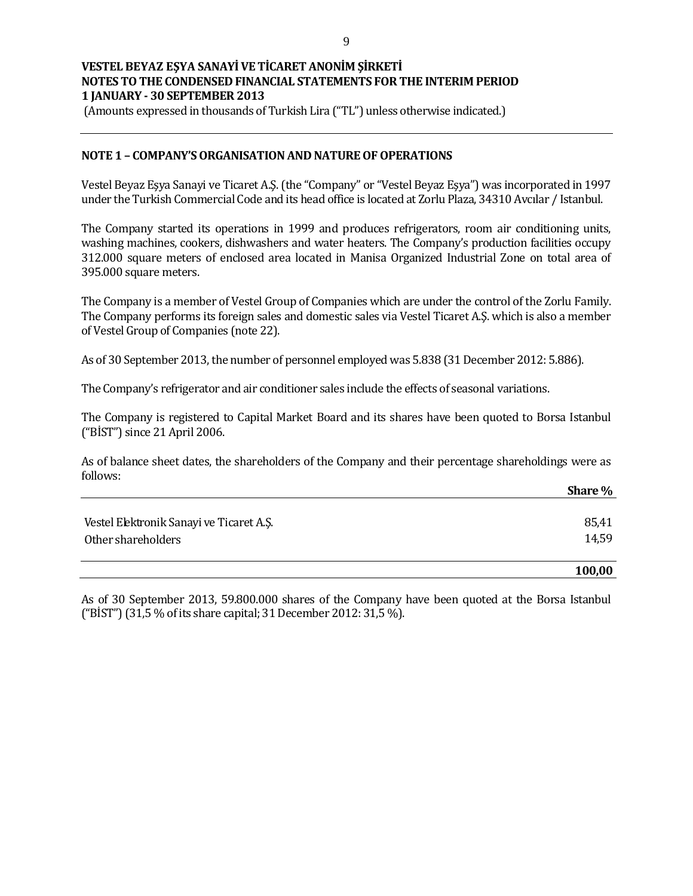**VESTEL BEYAZ EŞYA SANAYİ VE TİCARET ANONİM ŞİRKETİ**
**NOTES TO THE CONDENSED FINANCIAL STATEMENTS FOR THE INTERIM PERIOD**
**1 JANUARY - 30 SEPTEMBER 2013**
(Amounts expressed in thousands of Turkish Lira ("TL") unless otherwise indicated.)

## NOTE 1 – COMPANY'S ORGANISATION AND NATURE OF OPERATIONS

Vestel Beyaz Eşya Sanayi ve Ticaret A.Ş. (the "Company" or "Vestel Beyaz Eşya") was incorporated in 1997 under the Turkish Commercial Code and its head office is located at Zorlu Plaza, 34310 Avcılar / Istanbul.

The Company started its operations in 1999 and produces refrigerators, room air conditioning units, washing machines, cookers, dishwashers and water heaters. The Company's production facilities occupy 312.000 square meters of enclosed area located in Manisa Organized Industrial Zone on total area of 395.000 square meters.

The Company is a member of Vestel Group of Companies which are under the control of the Zorlu Family. The Company performs its foreign sales and domestic sales via Vestel Ticaret A.Ş. which is also a member of Vestel Group of Companies (note 22).

As of 30 September 2013, the number of personnel employed was 5.838 (31 December 2012: 5.886).

The Company's refrigerator and air conditioner sales include the effects of seasonal variations.

The Company is registered to Capital Market Board and its shares have been quoted to Borsa Istanbul ("BİST") since 21 April 2006.

As of balance sheet dates, the shareholders of the Company and their percentage shareholdings were as follows:

| | **Share %** |
|---|---|
| Vestel Elektronik Sanayi ve Ticaret A.Ş. | 85,41 |
| Other shareholders | 14,59 |
| | **100,00** |

As of 30 September 2013, 59.800.000 shares of the Company have been quoted at the Borsa Istanbul ("BİST") (31,5 % of its share capital; 31 December 2012: 31,5 %).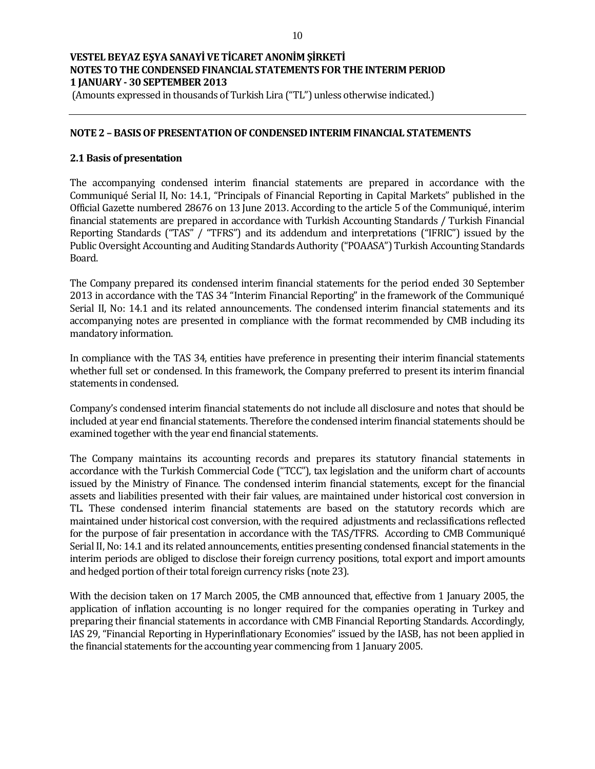## NOTE 2 – BASIS OF PRESENTATION OF CONDENSED INTERIM FINANCIAL STATEMENTS

### 2.1 Basis of presentation

The accompanying condensed interim financial statements are prepared in accordance with the Communiqué Serial II, No: 14.1, "Principals of Financial Reporting in Capital Markets" published in the Official Gazette numbered 28676 on 13 June 2013. According to the article 5 of the Communiqué, interim financial statements are prepared in accordance with Turkish Accounting Standards / Turkish Financial Reporting Standards ("TAS" / "TFRS") and its addendum and interpretations ("IFRIC") issued by the Public Oversight Accounting and Auditing Standards Authority ("POAASA") Turkish Accounting Standards Board.

The Company prepared its condensed interim financial statements for the period ended 30 September 2013 in accordance with the TAS 34 "Interim Financial Reporting" in the framework of the Communiqué Serial II, No: 14.1 and its related announcements. The condensed interim financial statements and its accompanying notes are presented in compliance with the format recommended by CMB including its mandatory information.

In compliance with the TAS 34, entities have preference in presenting their interim financial statements whether full set or condensed. In this framework, the Company preferred to present its interim financial statements in condensed.

Company's condensed interim financial statements do not include all disclosure and notes that should be included at year end financial statements. Therefore the condensed interim financial statements should be examined together with the year end financial statements.

The Company maintains its accounting records and prepares its statutory financial statements in accordance with the Turkish Commercial Code ("TCC"), tax legislation and the uniform chart of accounts issued by the Ministry of Finance. The condensed interim financial statements, except for the financial assets and liabilities presented with their fair values, are maintained under historical cost conversion in TL. These condensed interim financial statements are based on the statutory records which are maintained under historical cost conversion, with the required adjustments and reclassifications reflected for the purpose of fair presentation in accordance with the TAS/TFRS. According to CMB Communiqué Serial II, No: 14.1 and its related announcements, entities presenting condensed financial statements in the interim periods are obliged to disclose their foreign currency positions, total export and import amounts and hedged portion of their total foreign currency risks (note 23).

With the decision taken on 17 March 2005, the CMB announced that, effective from 1 January 2005, the application of inflation accounting is no longer required for the companies operating in Turkey and preparing their financial statements in accordance with CMB Financial Reporting Standards. Accordingly, IAS 29, "Financial Reporting in Hyperinflationary Economies" issued by the IASB, has not been applied in the financial statements for the accounting year commencing from 1 January 2005.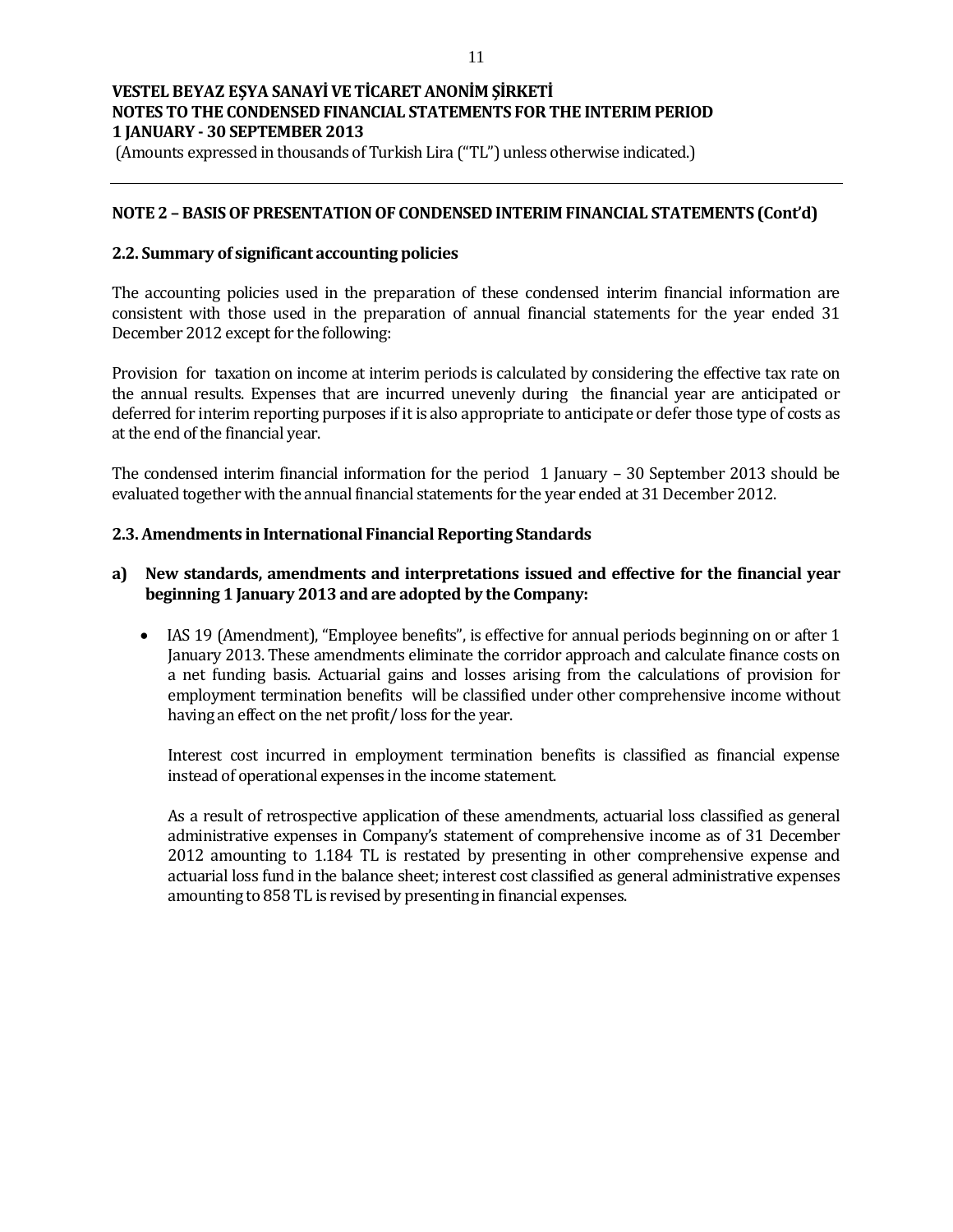**NOTE 2 – BASIS OF PRESENTATION OF CONDENSED INTERIM FINANCIAL STATEMENTS (Cont'd)**

**2.2. Summary of significant accounting policies**

The accounting policies used in the preparation of these condensed interim financial information are consistent with those used in the preparation of annual financial statements for the year ended 31 December 2012 except for the following:

Provision for taxation on income at interim periods is calculated by considering the effective tax rate on the annual results. Expenses that are incurred unevenly during the financial year are anticipated or deferred for interim reporting purposes if it is also appropriate to anticipate or defer those type of costs as at the end of the financial year.

The condensed interim financial information for the period 1 January – 30 September 2013 should be evaluated together with the annual financial statements for the year ended at 31 December 2012.

**2.3. Amendments in International Financial Reporting Standards**

**a) New standards, amendments and interpretations issued and effective for the financial year beginning 1 January 2013 and are adopted by the Company:**

- IAS 19 (Amendment), "Employee benefits", is effective for annual periods beginning on or after 1 January 2013. These amendments eliminate the corridor approach and calculate finance costs on a net funding basis. Actuarial gains and losses arising from the calculations of provision for employment termination benefits will be classified under other comprehensive income without having an effect on the net profit/ loss for the year.

  Interest cost incurred in employment termination benefits is classified as financial expense instead of operational expenses in the income statement.

  As a result of retrospective application of these amendments, actuarial loss classified as general administrative expenses in Company's statement of comprehensive income as of 31 December 2012 amounting to 1.184 TL is restated by presenting in other comprehensive expense and actuarial loss fund in the balance sheet; interest cost classified as general administrative expenses amounting to 858 TL is revised by presenting in financial expenses.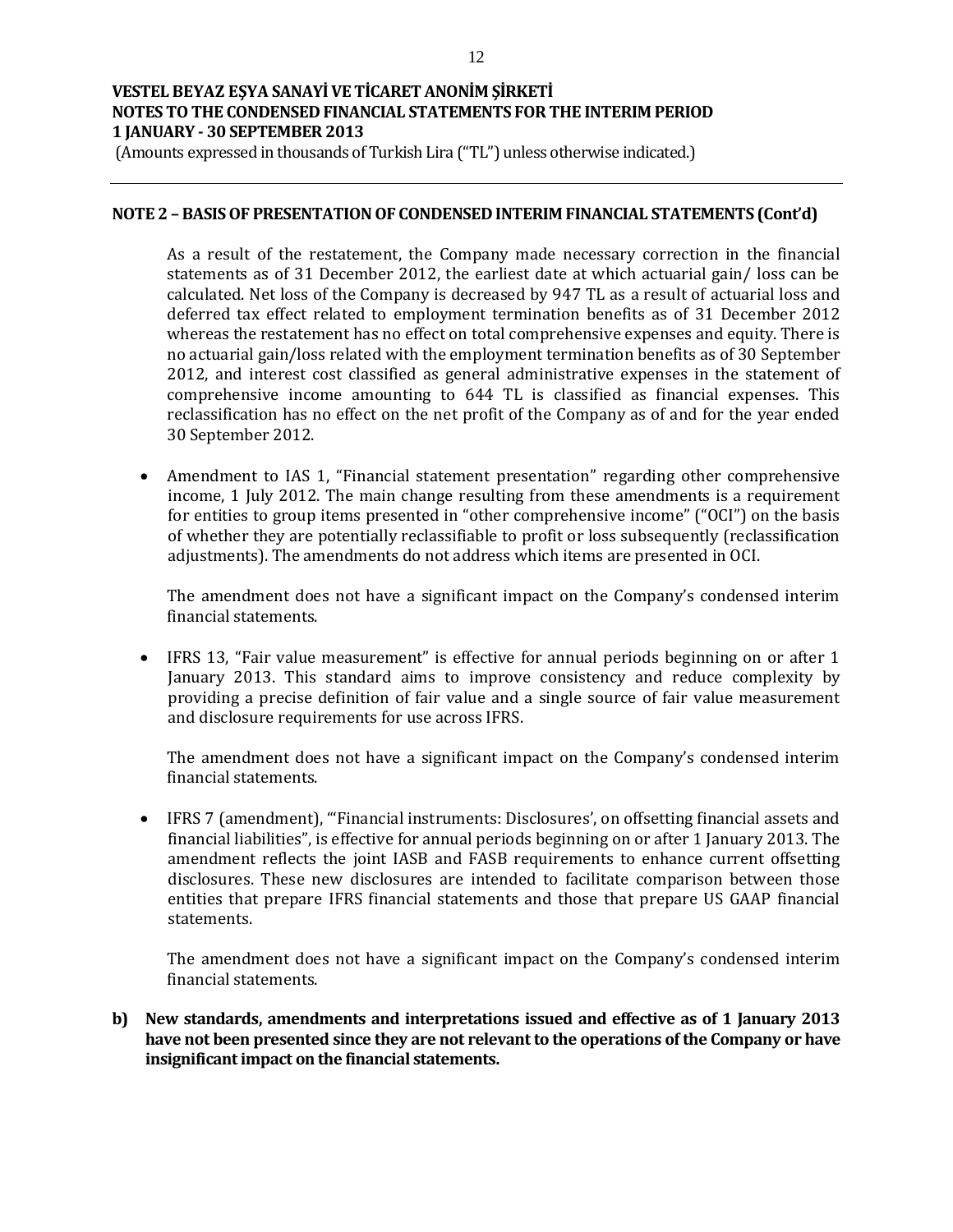**NOTE 2 – BASIS OF PRESENTATION OF CONDENSED INTERIM FINANCIAL STATEMENTS (Cont'd)**

As a result of the restatement, the Company made necessary correction in the financial statements as of 31 December 2012, the earliest date at which actuarial gain/ loss can be calculated. Net loss of the Company is decreased by 947 TL as a result of actuarial loss and deferred tax effect related to employment termination benefits as of 31 December 2012 whereas the restatement has no effect on total comprehensive expenses and equity. There is no actuarial gain/loss related with the employment termination benefits as of 30 September 2012, and interest cost classified as general administrative expenses in the statement of comprehensive income amounting to 644 TL is classified as financial expenses. This reclassification has no effect on the net profit of the Company as of and for the year ended 30 September 2012.

- Amendment to IAS 1, "Financial statement presentation" regarding other comprehensive income, 1 July 2012. The main change resulting from these amendments is a requirement for entities to group items presented in "other comprehensive income" ("OCI") on the basis of whether they are potentially reclassifiable to profit or loss subsequently (reclassification adjustments). The amendments do not address which items are presented in OCI.

  The amendment does not have a significant impact on the Company's condensed interim financial statements.

- IFRS 13, "Fair value measurement" is effective for annual periods beginning on or after 1 January 2013. This standard aims to improve consistency and reduce complexity by providing a precise definition of fair value and a single source of fair value measurement and disclosure requirements for use across IFRS.

  The amendment does not have a significant impact on the Company's condensed interim financial statements.

- IFRS 7 (amendment), "'Financial instruments: Disclosures', on offsetting financial assets and financial liabilities", is effective for annual periods beginning on or after 1 January 2013. The amendment reflects the joint IASB and FASB requirements to enhance current offsetting disclosures. These new disclosures are intended to facilitate comparison between those entities that prepare IFRS financial statements and those that prepare US GAAP financial statements.

  The amendment does not have a significant impact on the Company's condensed interim financial statements.

**b) New standards, amendments and interpretations issued and effective as of 1 January 2013 have not been presented since they are not relevant to the operations of the Company or have insignificant impact on the financial statements.**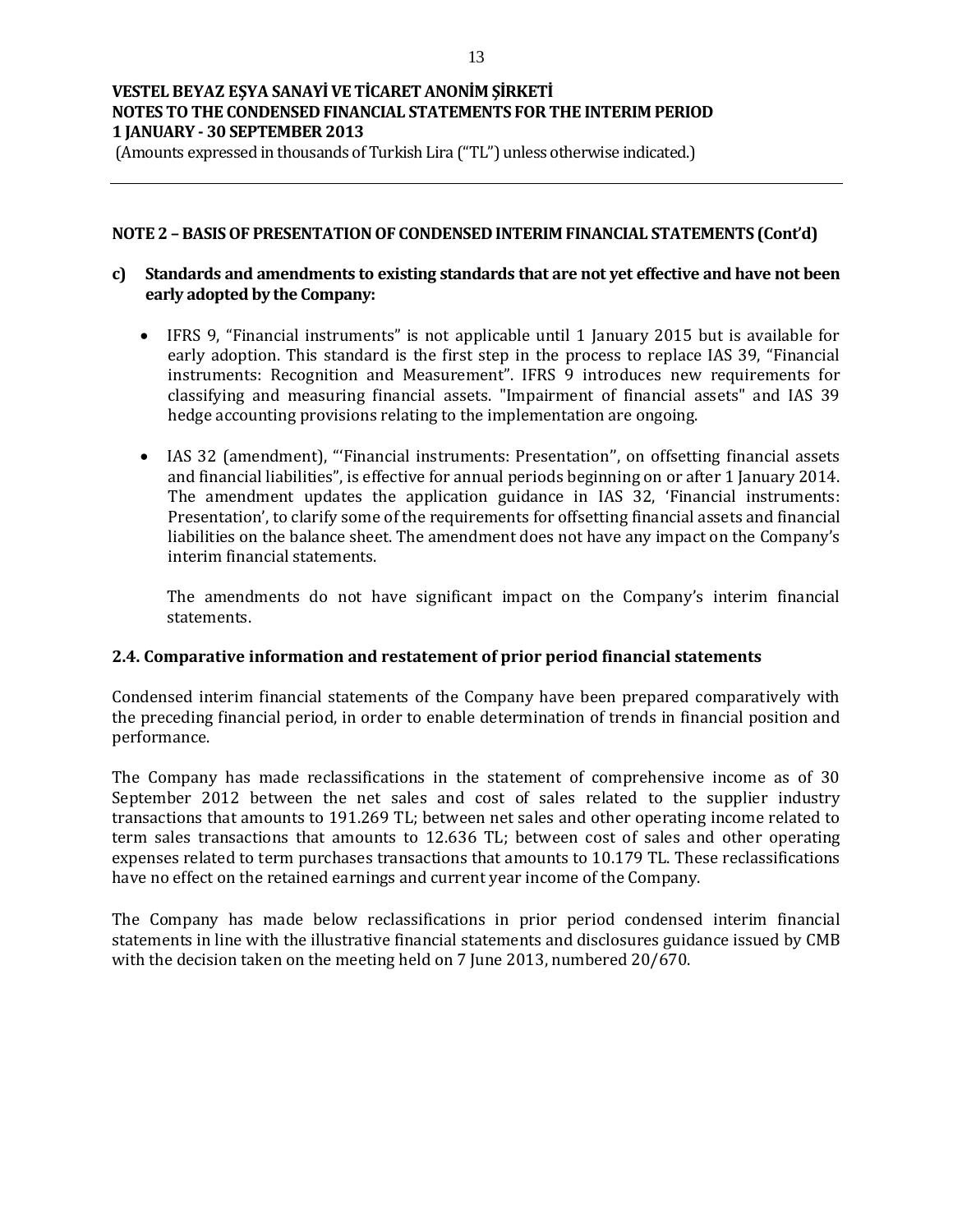## NOTE 2 – BASIS OF PRESENTATION OF CONDENSED INTERIM FINANCIAL STATEMENTS (Cont'd)

**c) Standards and amendments to existing standards that are not yet effective and have not been early adopted by the Company:**

- IFRS 9, "Financial instruments" is not applicable until 1 January 2015 but is available for early adoption. This standard is the first step in the process to replace IAS 39, "Financial instruments: Recognition and Measurement". IFRS 9 introduces new requirements for classifying and measuring financial assets. "Impairment of financial assets" and IAS 39 hedge accounting provisions relating to the implementation are ongoing.

- IAS 32 (amendment), "'Financial instruments: Presentation", on offsetting financial assets and financial liabilities", is effective for annual periods beginning on or after 1 January 2014. The amendment updates the application guidance in IAS 32, 'Financial instruments: Presentation', to clarify some of the requirements for offsetting financial assets and financial liabilities on the balance sheet. The amendment does not have any impact on the Company's interim financial statements.

  The amendments do not have significant impact on the Company's interim financial statements.

### 2.4. Comparative information and restatement of prior period financial statements

Condensed interim financial statements of the Company have been prepared comparatively with the preceding financial period, in order to enable determination of trends in financial position and performance.

The Company has made reclassifications in the statement of comprehensive income as of 30 September 2012 between the net sales and cost of sales related to the supplier industry transactions that amounts to 191.269 TL; between net sales and other operating income related to term sales transactions that amounts to 12.636 TL; between cost of sales and other operating expenses related to term purchases transactions that amounts to 10.179 TL. These reclassifications have no effect on the retained earnings and current year income of the Company.

The Company has made below reclassifications in prior period condensed interim financial statements in line with the illustrative financial statements and disclosures guidance issued by CMB with the decision taken on the meeting held on 7 June 2013, numbered 20/670.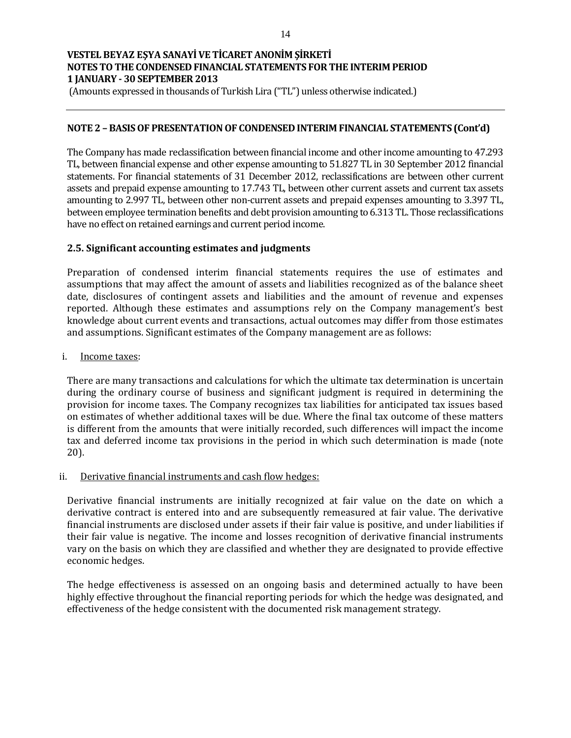## NOTE 2 – BASIS OF PRESENTATION OF CONDENSED INTERIM FINANCIAL STATEMENTS (Cont'd)

The Company has made reclassification between financial income and other income amounting to 47.293 TL, between financial expense and other expense amounting to 51.827 TL in 30 September 2012 financial statements. For financial statements of 31 December 2012, reclassifications are between other current assets and prepaid expense amounting to 17.743 TL, between other current assets and current tax assets amounting to 2.997 TL, between other non-current assets and prepaid expenses amounting to 3.397 TL, between employee termination benefits and debt provision amounting to 6.313 TL. Those reclassifications have no effect on retained earnings and current period income.

### 2.5. Significant accounting estimates and judgments

Preparation of condensed interim financial statements requires the use of estimates and assumptions that may affect the amount of assets and liabilities recognized as of the balance sheet date, disclosures of contingent assets and liabilities and the amount of revenue and expenses reported. Although these estimates and assumptions rely on the Company management's best knowledge about current events and transactions, actual outcomes may differ from those estimates and assumptions. Significant estimates of the Company management are as follows:

i. Income taxes:

There are many transactions and calculations for which the ultimate tax determination is uncertain during the ordinary course of business and significant judgment is required in determining the provision for income taxes. The Company recognizes tax liabilities for anticipated tax issues based on estimates of whether additional taxes will be due. Where the final tax outcome of these matters is different from the amounts that were initially recorded, such differences will impact the income tax and deferred income tax provisions in the period in which such determination is made (note 20).

ii. Derivative financial instruments and cash flow hedges:

Derivative financial instruments are initially recognized at fair value on the date on which a derivative contract is entered into and are subsequently remeasured at fair value. The derivative financial instruments are disclosed under assets if their fair value is positive, and under liabilities if their fair value is negative. The income and losses recognition of derivative financial instruments vary on the basis on which they are classified and whether they are designated to provide effective economic hedges.

The hedge effectiveness is assessed on an ongoing basis and determined actually to have been highly effective throughout the financial reporting periods for which the hedge was designated, and effectiveness of the hedge consistent with the documented risk management strategy.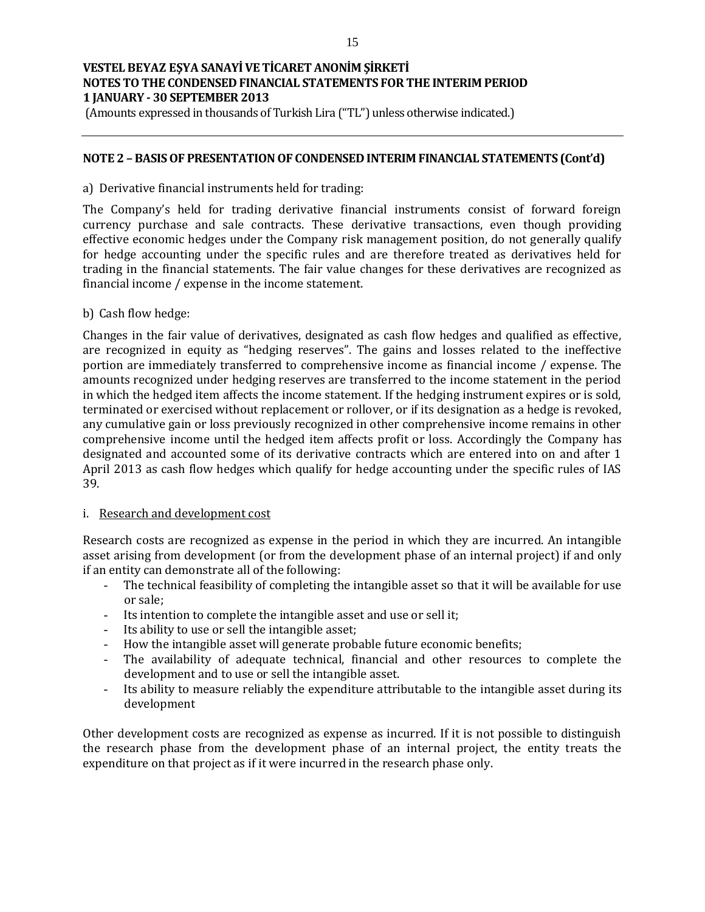## NOTE 2 – BASIS OF PRESENTATION OF CONDENSED INTERIM FINANCIAL STATEMENTS (Cont'd)

a) Derivative financial instruments held for trading:

The Company's held for trading derivative financial instruments consist of forward foreign currency purchase and sale contracts. These derivative transactions, even though providing effective economic hedges under the Company risk management position, do not generally qualify for hedge accounting under the specific rules and are therefore treated as derivatives held for trading in the financial statements. The fair value changes for these derivatives are recognized as financial income / expense in the income statement.

b) Cash flow hedge:

Changes in the fair value of derivatives, designated as cash flow hedges and qualified as effective, are recognized in equity as "hedging reserves". The gains and losses related to the ineffective portion are immediately transferred to comprehensive income as financial income / expense. The amounts recognized under hedging reserves are transferred to the income statement in the period in which the hedged item affects the income statement. If the hedging instrument expires or is sold, terminated or exercised without replacement or rollover, or if its designation as a hedge is revoked, any cumulative gain or loss previously recognized in other comprehensive income remains in other comprehensive income until the hedged item affects profit or loss. Accordingly the Company has designated and accounted some of its derivative contracts which are entered into on and after 1 April 2013 as cash flow hedges which qualify for hedge accounting under the specific rules of IAS 39.

i. Research and development cost

Research costs are recognized as expense in the period in which they are incurred. An intangible asset arising from development (or from the development phase of an internal project) if and only if an entity can demonstrate all of the following:

- The technical feasibility of completing the intangible asset so that it will be available for use or sale;
- Its intention to complete the intangible asset and use or sell it;
- Its ability to use or sell the intangible asset;
- How the intangible asset will generate probable future economic benefits;
- The availability of adequate technical, financial and other resources to complete the development and to use or sell the intangible asset.
- Its ability to measure reliably the expenditure attributable to the intangible asset during its development

Other development costs are recognized as expense as incurred. If it is not possible to distinguish the research phase from the development phase of an internal project, the entity treats the expenditure on that project as if it were incurred in the research phase only.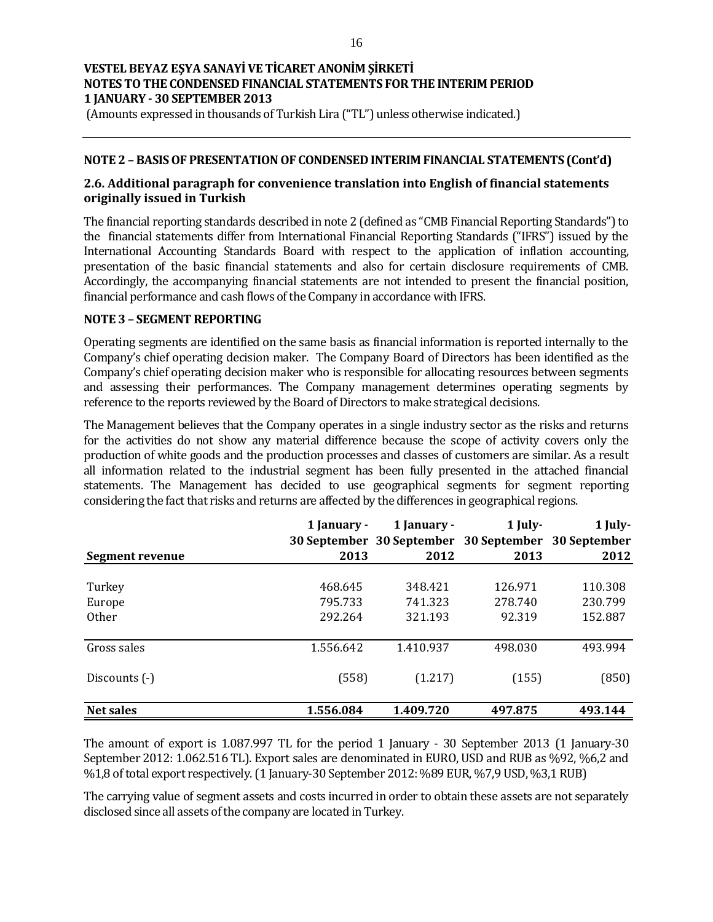**VESTEL BEYAZ EŞYA SANAYİ VE TİCARET ANONİM ŞİRKETİ**
**NOTES TO THE CONDENSED FINANCIAL STATEMENTS FOR THE INTERIM PERIOD**
**1 JANUARY - 30 SEPTEMBER 2013**
(Amounts expressed in thousands of Turkish Lira ("TL") unless otherwise indicated.)

## NOTE 2 – BASIS OF PRESENTATION OF CONDENSED INTERIM FINANCIAL STATEMENTS (Cont'd)

### 2.6. Additional paragraph for convenience translation into English of financial statements originally issued in Turkish

The financial reporting standards described in note 2 (defined as "CMB Financial Reporting Standards") to the financial statements differ from International Financial Reporting Standards ("IFRS") issued by the International Accounting Standards Board with respect to the application of inflation accounting, presentation of the basic financial statements and also for certain disclosure requirements of CMB. Accordingly, the accompanying financial statements are not intended to present the financial position, financial performance and cash flows of the Company in accordance with IFRS.

## NOTE 3 – SEGMENT REPORTING

Operating segments are identified on the same basis as financial information is reported internally to the Company's chief operating decision maker. The Company Board of Directors has been identified as the Company's chief operating decision maker who is responsible for allocating resources between segments and assessing their performances. The Company management determines operating segments by reference to the reports reviewed by the Board of Directors to make strategical decisions.

The Management believes that the Company operates in a single industry sector as the risks and returns for the activities do not show any material difference because the scope of activity covers only the production of white goods and the production processes and classes of customers are similar. As a result all information related to the industrial segment has been fully presented in the attached financial statements. The Management has decided to use geographical segments for segment reporting considering the fact that risks and returns are affected by the differences in geographical regions.

| Segment revenue | 1 January - 30 September 2013 | 1 January - 30 September 2012 | 1 July- 30 September 2013 | 1 July- 30 September 2012 |
|---|---|---|---|---|
| Turkey | 468.645 | 348.421 | 126.971 | 110.308 |
| Europe | 795.733 | 741.323 | 278.740 | 230.799 |
| Other | 292.264 | 321.193 | 92.319 | 152.887 |
| Gross sales | 1.556.642 | 1.410.937 | 498.030 | 493.994 |
| Discounts (-) | (558) | (1.217) | (155) | (850) |
| **Net sales** | **1.556.084** | **1.409.720** | **497.875** | **493.144** |

The amount of export is 1.087.997 TL for the period 1 January - 30 September 2013 (1 January-30 September 2012: 1.062.516 TL). Export sales are denominated in EURO, USD and RUB as %92, %6,2 and %1,8 of total export respectively. (1 January-30 September 2012: %89 EUR, %7,9 USD, %3,1 RUB)

The carrying value of segment assets and costs incurred in order to obtain these assets are not separately disclosed since all assets of the company are located in Turkey.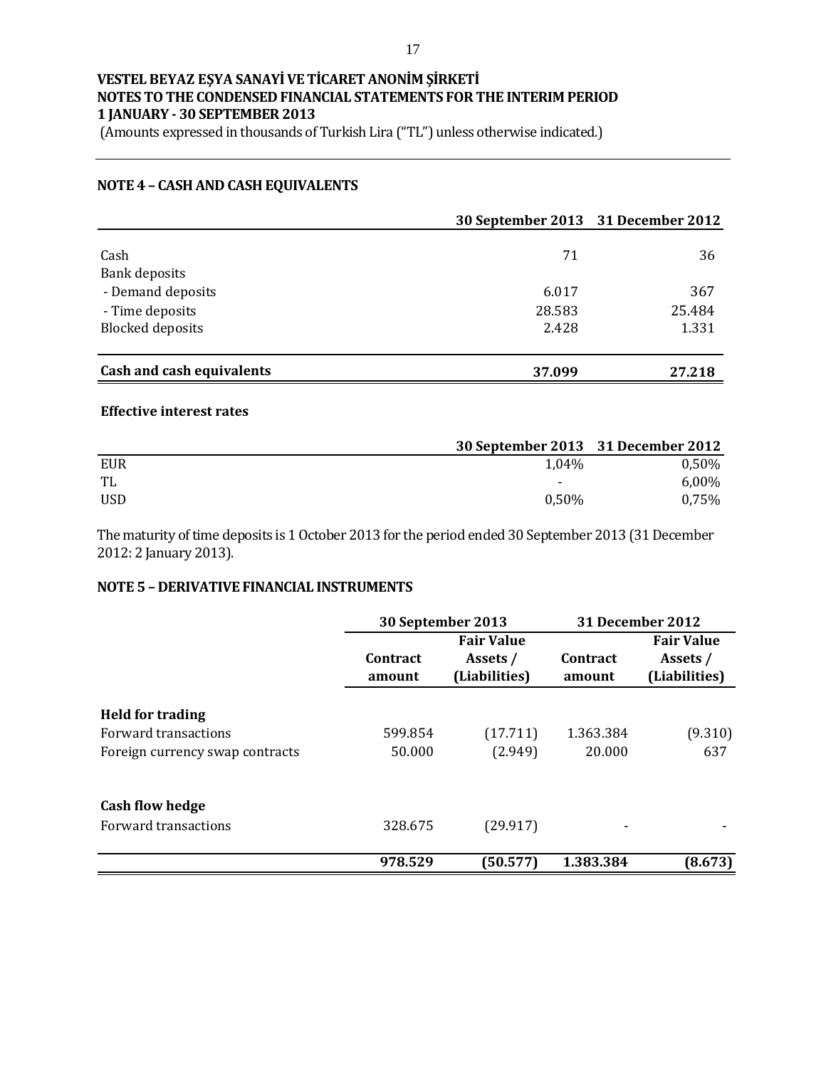**VESTEL BEYAZ EŞYA SANAYİ VE TİCARET ANONİM ŞİRKETİ**
**NOTES TO THE CONDENSED FINANCIAL STATEMENTS FOR THE INTERIM PERIOD**
**1 JANUARY - 30 SEPTEMBER 2013**
(Amounts expressed in thousands of Turkish Lira ("TL") unless otherwise indicated.)

## NOTE 4 – CASH AND CASH EQUIVALENTS

| | 30 September 2013 | 31 December 2012 |
|---|---|---|
| Cash | 71 | 36 |
| Bank deposits | | |
| - Demand deposits | 6.017 | 367 |
| - Time deposits | 28.583 | 25.484 |
| Blocked deposits | 2.428 | 1.331 |
| **Cash and cash equivalents** | **37.099** | **27.218** |

**Effective interest rates**

| | 30 September 2013 | 31 December 2012 |
|---|---|---|
| EUR | 1,04% | 0,50% |
| TL | - | 6,00% |
| USD | 0,50% | 0,75% |

The maturity of time deposits is 1 October 2013 for the period ended 30 September 2013 (31 December 2012: 2 January 2013).

## NOTE 5 – DERIVATIVE FINANCIAL INSTRUMENTS

| | 30 September 2013 | | 31 December 2012 | |
|---|---|---|---|---|
| | Contract amount | Fair Value Assets / (Liabilities) | Contract amount | Fair Value Assets / (Liabilities) |
| **Held for trading** | | | | |
| Forward transactions | 599.854 | (17.711) | 1.363.384 | (9.310) |
| Foreign currency swap contracts | 50.000 | (2.949) | 20.000 | 637 |
| **Cash flow hedge** | | | | |
| Forward transactions | 328.675 | (29.917) | - | - |
| | **978.529** | **(50.577)** | **1.383.384** | **(8.673)** |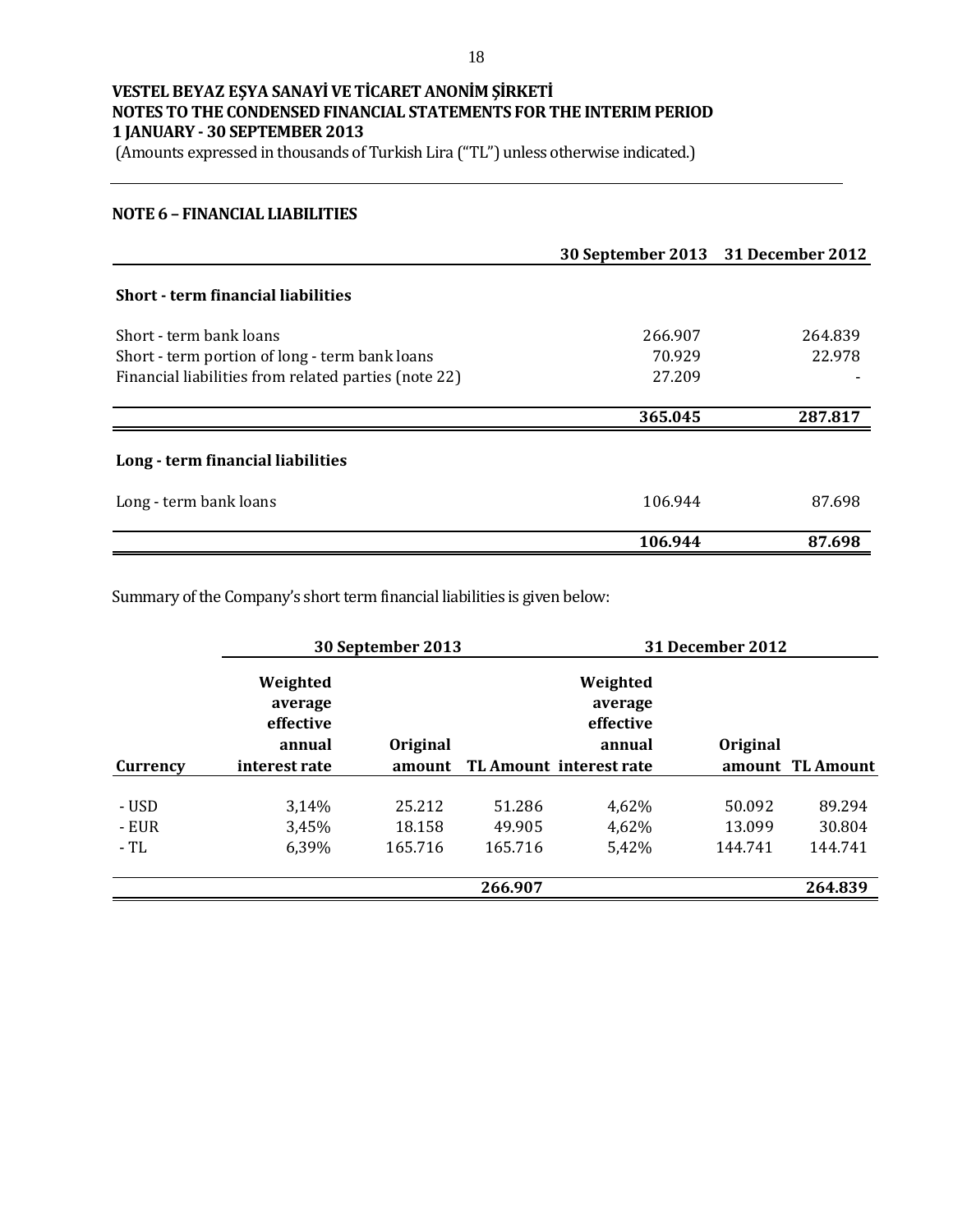**VESTEL BEYAZ EŞYA SANAYİ VE TİCARET ANONİM ŞİRKETİ**
**NOTES TO THE CONDENSED FINANCIAL STATEMENTS FOR THE INTERIM PERIOD**
**1 JANUARY - 30 SEPTEMBER 2013**
(Amounts expressed in thousands of Turkish Lira ("TL") unless otherwise indicated.)

## NOTE 6 – FINANCIAL LIABILITIES

| | 30 September 2013 | 31 December 2012 |
|---|---|---|
| **Short - term financial liabilities** | | |
| Short - term bank loans | 266.907 | 264.839 |
| Short - term portion of long - term bank loans | 70.929 | 22.978 |
| Financial liabilities from related parties (note 22) | 27.209 | - |
| | **365.045** | **287.817** |
| **Long - term financial liabilities** | | |
| Long - term bank loans | 106.944 | 87.698 |
| | **106.944** | **87.698** |

Summary of the Company's short term financial liabilities is given below:

| | 30 September 2013 | | | 31 December 2012 | | |
|---|---|---|---|---|---|---|
| **Currency** | **Weighted average effective annual interest rate** | **Original amount** | **TL Amount** | **Weighted average effective annual interest rate** | **Original amount** | **TL Amount** |
| - USD | 3,14% | 25.212 | 51.286 | 4,62% | 50.092 | 89.294 |
| - EUR | 3,45% | 18.158 | 49.905 | 4,62% | 13.099 | 30.804 |
| - TL | 6,39% | 165.716 | 165.716 | 5,42% | 144.741 | 144.741 |
| | | | **266.907** | | | **264.839** |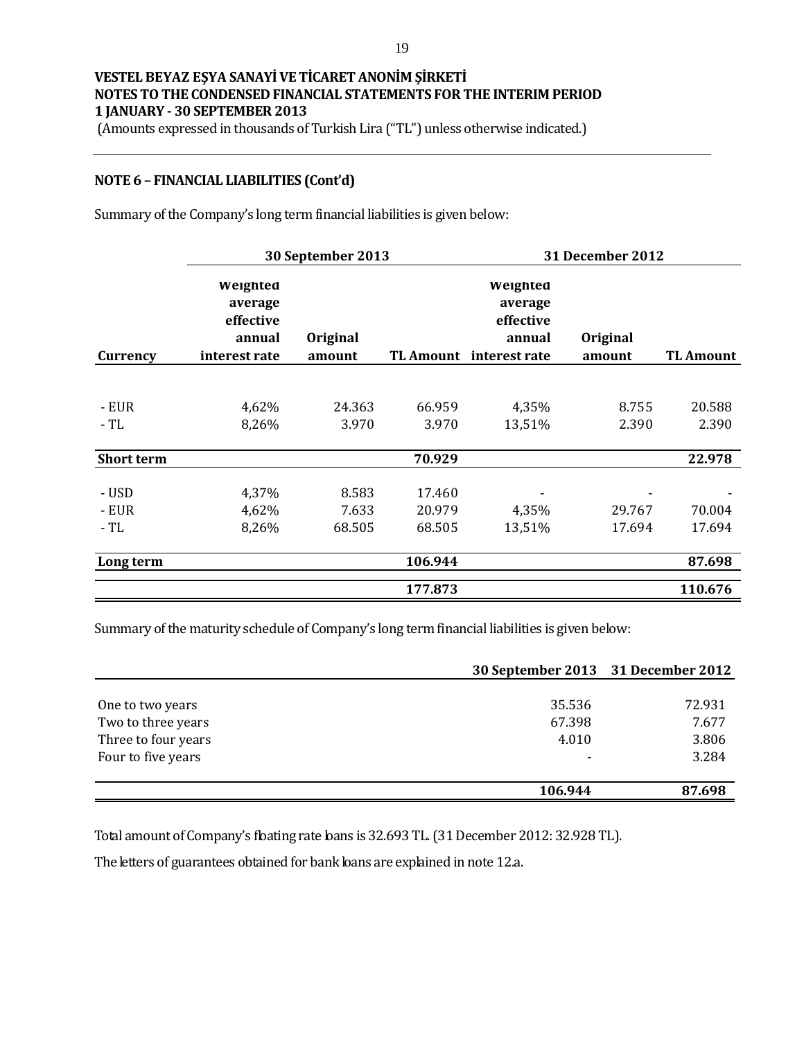**VESTEL BEYAZ EŞYA SANAYİ VE TİCARET ANONİM ŞİRKETİ**
**NOTES TO THE CONDENSED FINANCIAL STATEMENTS FOR THE INTERIM PERIOD**
**1 JANUARY - 30 SEPTEMBER 2013**
(Amounts expressed in thousands of Turkish Lira ("TL") unless otherwise indicated.)

## NOTE 6 – FINANCIAL LIABILITIES (Cont'd)

Summary of the Company's long term financial liabilities is given below:

| | 30 September 2013 | | | 31 December 2012 | | |
|---|---|---|---|---|---|---|
| **Currency** | **Weighted average effective annual interest rate** | **Original amount** | **TL Amount** | **Weighted average effective annual interest rate** | **Original amount** | **TL Amount** |
| - EUR | 4,62% | 24.363 | 66.959 | 4,35% | 8.755 | 20.588 |
| - TL | 8,26% | 3.970 | 3.970 | 13,51% | 2.390 | 2.390 |
| **Short term** | | | **70.929** | | | **22.978** |
| - USD | 4,37% | 8.583 | 17.460 | - | - | - |
| - EUR | 4,62% | 7.633 | 20.979 | 4,35% | 29.767 | 70.004 |
| - TL | 8,26% | 68.505 | 68.505 | 13,51% | 17.694 | 17.694 |
| **Long term** | | | **106.944** | | | **87.698** |
| | | | **177.873** | | | **110.676** |

Summary of the maturity schedule of Company's long term financial liabilities is given below:

| | 30 September 2013 | 31 December 2012 |
|---|---|---|
| One to two years | 35.536 | 72.931 |
| Two to three years | 67.398 | 7.677 |
| Three to four years | 4.010 | 3.806 |
| Four to five years | - | 3.284 |
| | **106.944** | **87.698** |

Total amount of Company's floating rate loans is 32.693 TL. (31 December 2012: 32.928 TL).

The letters of guarantees obtained for bank loans are explained in note 12.a.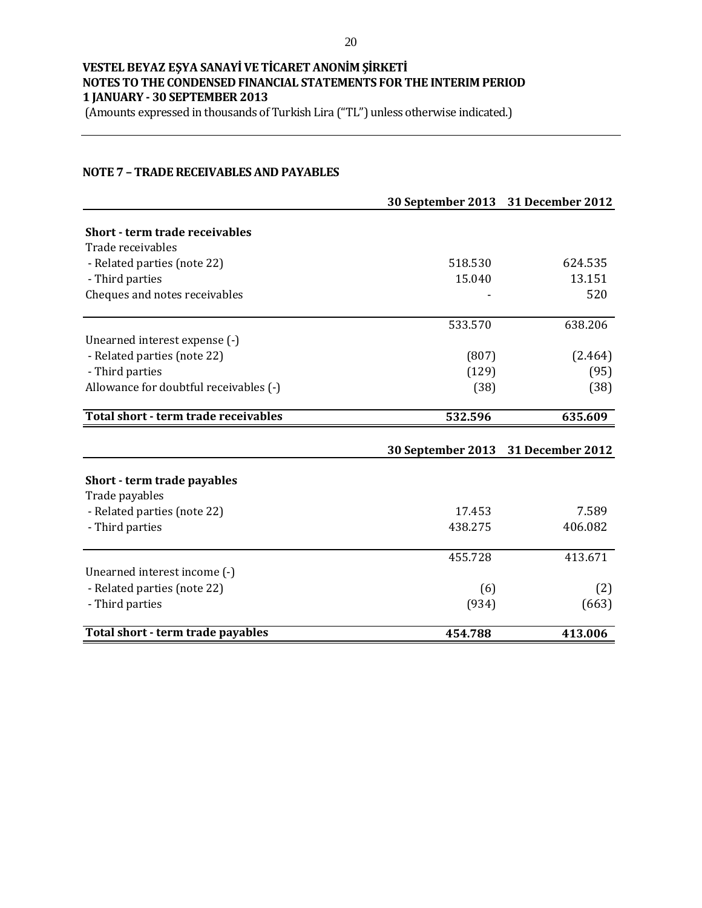VESTEL BEYAZ EŞYA SANAYİ VE TİCARET ANONİM ŞİRKETİ
NOTES TO THE CONDENSED FINANCIAL STATEMENTS FOR THE INTERIM PERIOD
1 JANUARY - 30 SEPTEMBER 2013
(Amounts expressed in thousands of Turkish Lira ("TL") unless otherwise indicated.)

## NOTE 7 – TRADE RECEIVABLES AND PAYABLES

| | 30 September 2013 | 31 December 2012 |
|---|---|---|
| **Short - term trade receivables** | | |
| Trade receivables | | |
| - Related parties (note 22) | 518.530 | 624.535 |
| - Third parties | 15.040 | 13.151 |
| Cheques and notes receivables | - | 520 |
| | 533.570 | 638.206 |
| Unearned interest expense (-) | | |
| - Related parties (note 22) | (807) | (2.464) |
| - Third parties | (129) | (95) |
| Allowance for doubtful receivables (-) | (38) | (38) |
| **Total short - term trade receivables** | **532.596** | **635.609** |

| | 30 September 2013 | 31 December 2012 |
|---|---|---|
| **Short - term trade payables** | | |
| Trade payables | | |
| - Related parties (note 22) | 17.453 | 7.589 |
| - Third parties | 438.275 | 406.082 |
| | 455.728 | 413.671 |
| Unearned interest income (-) | | |
| - Related parties (note 22) | (6) | (2) |
| - Third parties | (934) | (663) |
| **Total short - term trade payables** | **454.788** | **413.006** |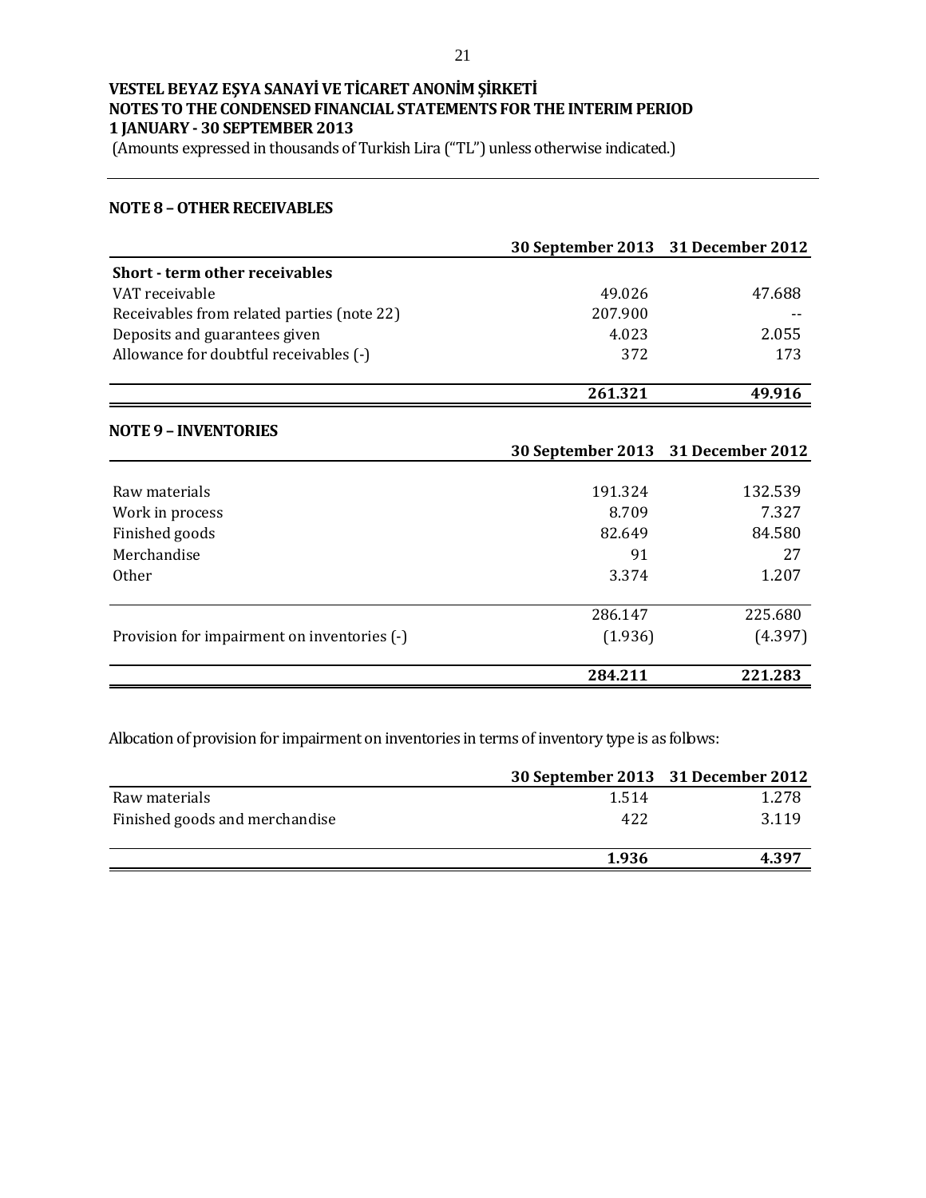**VESTEL BEYAZ EŞYA SANAYİ VE TİCARET ANONİM ŞİRKETİ**
**NOTES TO THE CONDENSED FINANCIAL STATEMENTS FOR THE INTERIM PERIOD**
**1 JANUARY - 30 SEPTEMBER 2013**
(Amounts expressed in thousands of Turkish Lira ("TL") unless otherwise indicated.)

## NOTE 8 – OTHER RECEIVABLES

| | 30 September 2013 | 31 December 2012 |
|---|---|---|
| **Short - term other receivables** | | |
| VAT receivable | 49.026 | 47.688 |
| Receivables from related parties (note 22) | 207.900 | -- |
| Deposits and guarantees given | 4.023 | 2.055 |
| Allowance for doubtful receivables (-) | 372 | 173 |
| | **261.321** | **49.916** |

## NOTE 9 – INVENTORIES

| | 30 September 2013 | 31 December 2012 |
|---|---|---|
| Raw materials | 191.324 | 132.539 |
| Work in process | 8.709 | 7.327 |
| Finished goods | 82.649 | 84.580 |
| Merchandise | 91 | 27 |
| Other | 3.374 | 1.207 |
| | 286.147 | 225.680 |
| Provision for impairment on inventories (-) | (1.936) | (4.397) |
| | **284.211** | **221.283** |

Allocation of provision for impairment on inventories in terms of inventory type is as follows:

| | 30 September 2013 | 31 December 2012 |
|---|---|---|
| Raw materials | 1.514 | 1.278 |
| Finished goods and merchandise | 422 | 3.119 |
| | **1.936** | **4.397** |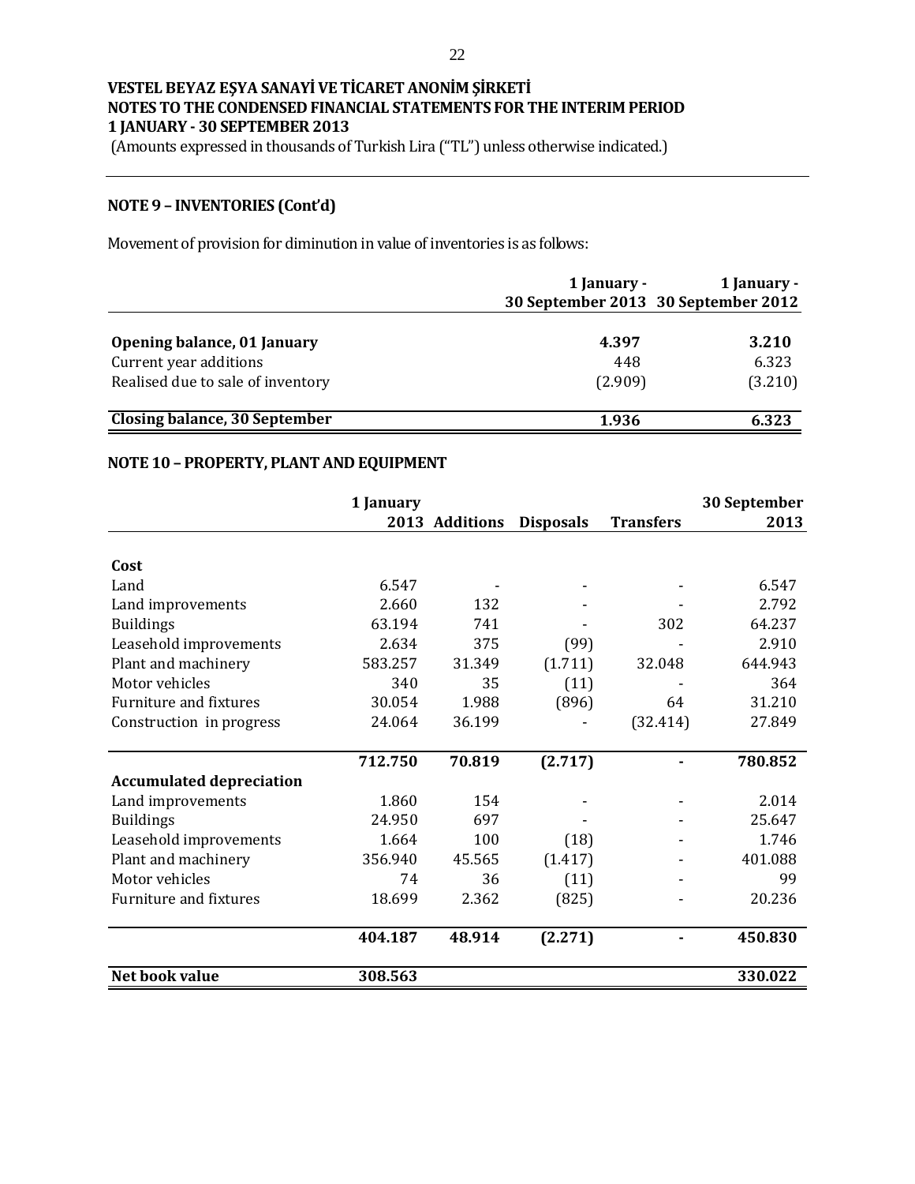**VESTEL BEYAZ EŞYA SANAYİ VE TİCARET ANONİM ŞİRKETİ**
**NOTES TO THE CONDENSED FINANCIAL STATEMENTS FOR THE INTERIM PERIOD**
**1 JANUARY - 30 SEPTEMBER 2013**
(Amounts expressed in thousands of Turkish Lira ("TL") unless otherwise indicated.)

## NOTE 9 – INVENTORIES (Cont'd)

Movement of provision for diminution in value of inventories is as follows:

| | 1 January - 30 September 2013 | 1 January - 30 September 2012 |
|---|---|---|
| **Opening balance, 01 January** | **4.397** | **3.210** |
| Current year additions | 448 | 6.323 |
| Realised due to sale of inventory | (2.909) | (3.210) |
| **Closing balance, 30 September** | **1.936** | **6.323** |

## NOTE 10 – PROPERTY, PLANT AND EQUIPMENT

| | 1 January 2013 | Additions | Disposals | Transfers | 30 September 2013 |
|---|---|---|---|---|---|
| **Cost** | | | | | |
| Land | 6.547 | - | - | - | 6.547 |
| Land improvements | 2.660 | 132 | - | - | 2.792 |
| Buildings | 63.194 | 741 | - | 302 | 64.237 |
| Leasehold improvements | 2.634 | 375 | (99) | - | 2.910 |
| Plant and machinery | 583.257 | 31.349 | (1.711) | 32.048 | 644.943 |
| Motor vehicles | 340 | 35 | (11) | - | 364 |
| Furniture and fixtures | 30.054 | 1.988 | (896) | 64 | 31.210 |
| Construction in progress | 24.064 | 36.199 | - | (32.414) | 27.849 |
| | **712.750** | **70.819** | **(2.717)** | **-** | **780.852** |
| **Accumulated depreciation** | | | | | |
| Land improvements | 1.860 | 154 | - | - | 2.014 |
| Buildings | 24.950 | 697 | - | - | 25.647 |
| Leasehold improvements | 1.664 | 100 | (18) | - | 1.746 |
| Plant and machinery | 356.940 | 45.565 | (1.417) | - | 401.088 |
| Motor vehicles | 74 | 36 | (11) | - | 99 |
| Furniture and fixtures | 18.699 | 2.362 | (825) | - | 20.236 |
| | **404.187** | **48.914** | **(2.271)** | **-** | **450.830** |
| **Net book value** | **308.563** | | | | **330.022** |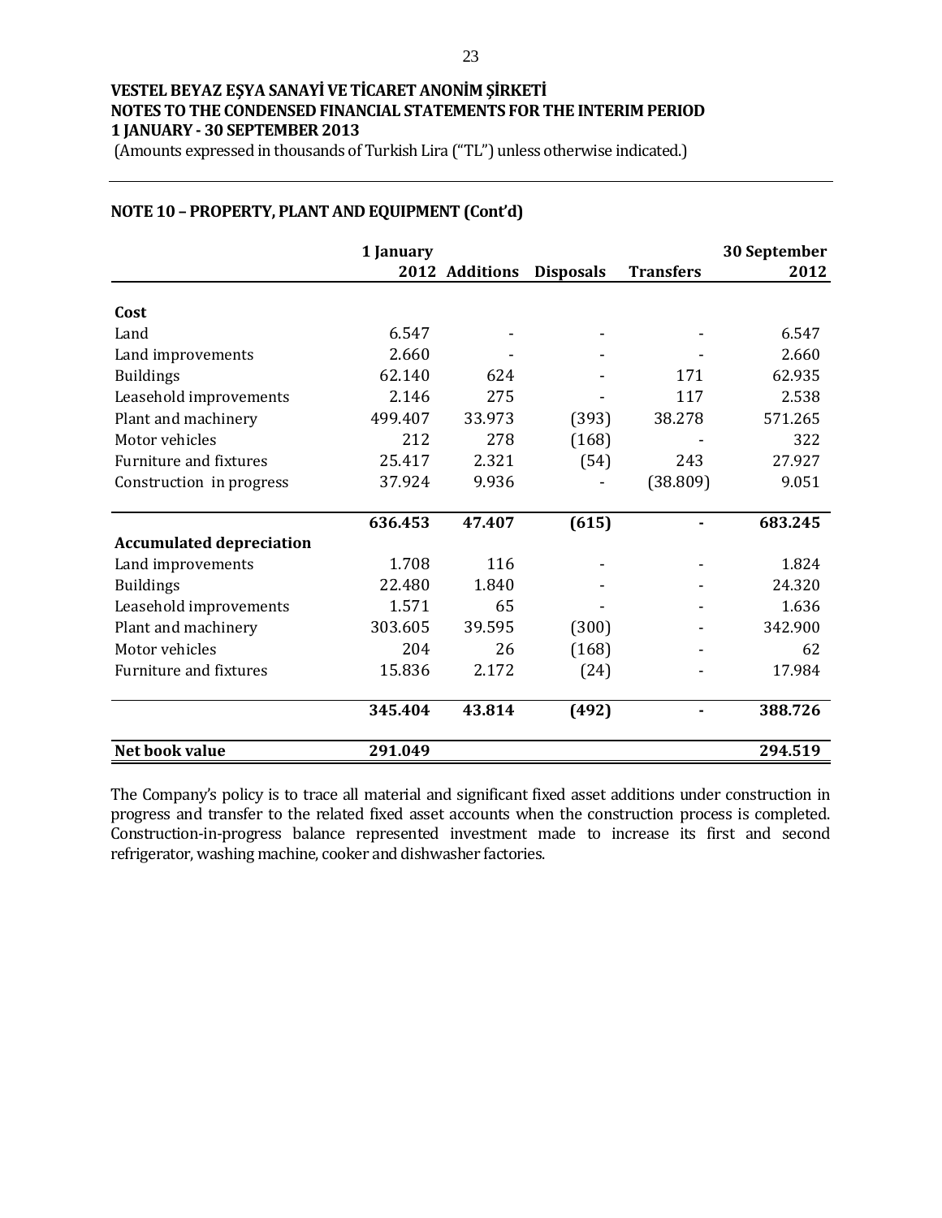**VESTEL BEYAZ EŞYA SANAYİ VE TİCARET ANONİM ŞİRKETİ**
**NOTES TO THE CONDENSED FINANCIAL STATEMENTS FOR THE INTERIM PERIOD**
**1 JANUARY - 30 SEPTEMBER 2013**
(Amounts expressed in thousands of Turkish Lira ("TL") unless otherwise indicated.)

## NOTE 10 – PROPERTY, PLANT AND EQUIPMENT (Cont'd)

| | 1 January 2012 | Additions | Disposals | Transfers | 30 September 2012 |
|---|---|---|---|---|---|
| **Cost** | | | | | |
| Land | 6.547 | - | - | - | 6.547 |
| Land improvements | 2.660 | - | - | - | 2.660 |
| Buildings | 62.140 | 624 | - | 171 | 62.935 |
| Leasehold improvements | 2.146 | 275 | - | 117 | 2.538 |
| Plant and machinery | 499.407 | 33.973 | (393) | 38.278 | 571.265 |
| Motor vehicles | 212 | 278 | (168) | - | 322 |
| Furniture and fixtures | 25.417 | 2.321 | (54) | 243 | 27.927 |
| Construction in progress | 37.924 | 9.936 | - | (38.809) | 9.051 |
| | **636.453** | **47.407** | **(615)** | **-** | **683.245** |
| **Accumulated depreciation** | | | | | |
| Land improvements | 1.708 | 116 | - | - | 1.824 |
| Buildings | 22.480 | 1.840 | - | - | 24.320 |
| Leasehold improvements | 1.571 | 65 | - | - | 1.636 |
| Plant and machinery | 303.605 | 39.595 | (300) | - | 342.900 |
| Motor vehicles | 204 | 26 | (168) | - | 62 |
| Furniture and fixtures | 15.836 | 2.172 | (24) | - | 17.984 |
| | **345.404** | **43.814** | **(492)** | **-** | **388.726** |
| **Net book value** | **291.049** | | | | **294.519** |

The Company's policy is to trace all material and significant fixed asset additions under construction in progress and transfer to the related fixed asset accounts when the construction process is completed. Construction-in-progress balance represented investment made to increase its first and second refrigerator, washing machine, cooker and dishwasher factories.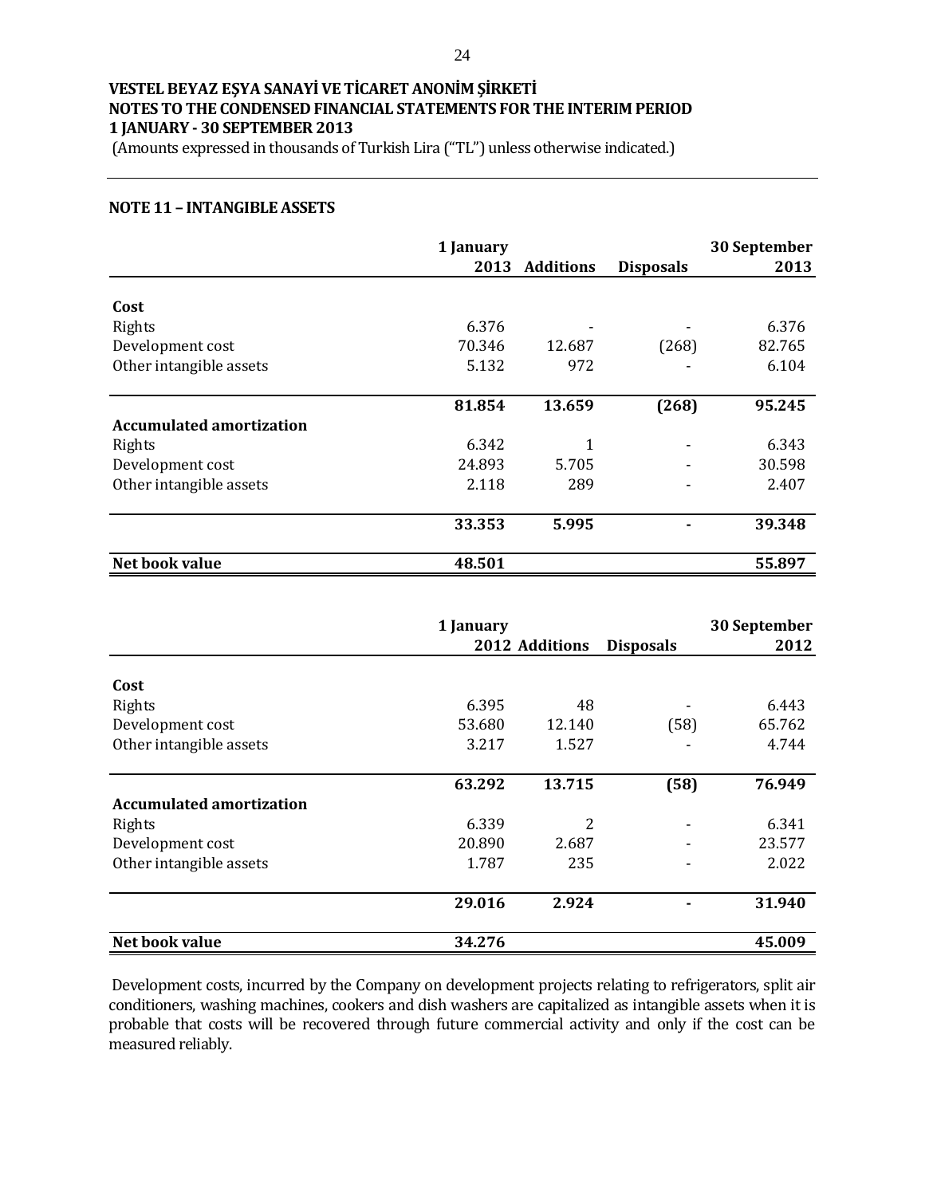**VESTEL BEYAZ EŞYA SANAYİ VE TİCARET ANONİM ŞİRKETİ**
**NOTES TO THE CONDENSED FINANCIAL STATEMENTS FOR THE INTERIM PERIOD**
**1 JANUARY - 30 SEPTEMBER 2013**
(Amounts expressed in thousands of Turkish Lira ("TL") unless otherwise indicated.)

## NOTE 11 – INTANGIBLE ASSETS

| | 1 January 2013 | Additions | Disposals | 30 September 2013 |
|---|---|---|---|---|
| **Cost** | | | | |
| Rights | 6.376 | - | - | 6.376 |
| Development cost | 70.346 | 12.687 | (268) | 82.765 |
| Other intangible assets | 5.132 | 972 | - | 6.104 |
| | **81.854** | **13.659** | **(268)** | **95.245** |
| **Accumulated amortization** | | | | |
| Rights | 6.342 | 1 | - | 6.343 |
| Development cost | 24.893 | 5.705 | - | 30.598 |
| Other intangible assets | 2.118 | 289 | - | 2.407 |
| | **33.353** | **5.995** | **-** | **39.348** |
| **Net book value** | **48.501** | | | **55.897** |

| | 1 January 2012 | Additions | Disposals | 30 September 2012 |
|---|---|---|---|---|
| **Cost** | | | | |
| Rights | 6.395 | 48 | - | 6.443 |
| Development cost | 53.680 | 12.140 | (58) | 65.762 |
| Other intangible assets | 3.217 | 1.527 | - | 4.744 |
| | **63.292** | **13.715** | **(58)** | **76.949** |
| **Accumulated amortization** | | | | |
| Rights | 6.339 | 2 | - | 6.341 |
| Development cost | 20.890 | 2.687 | - | 23.577 |
| Other intangible assets | 1.787 | 235 | - | 2.022 |
| | **29.016** | **2.924** | **-** | **31.940** |
| **Net book value** | **34.276** | | | **45.009** |

Development costs, incurred by the Company on development projects relating to refrigerators, split air conditioners, washing machines, cookers and dish washers are capitalized as intangible assets when it is probable that costs will be recovered through future commercial activity and only if the cost can be measured reliably.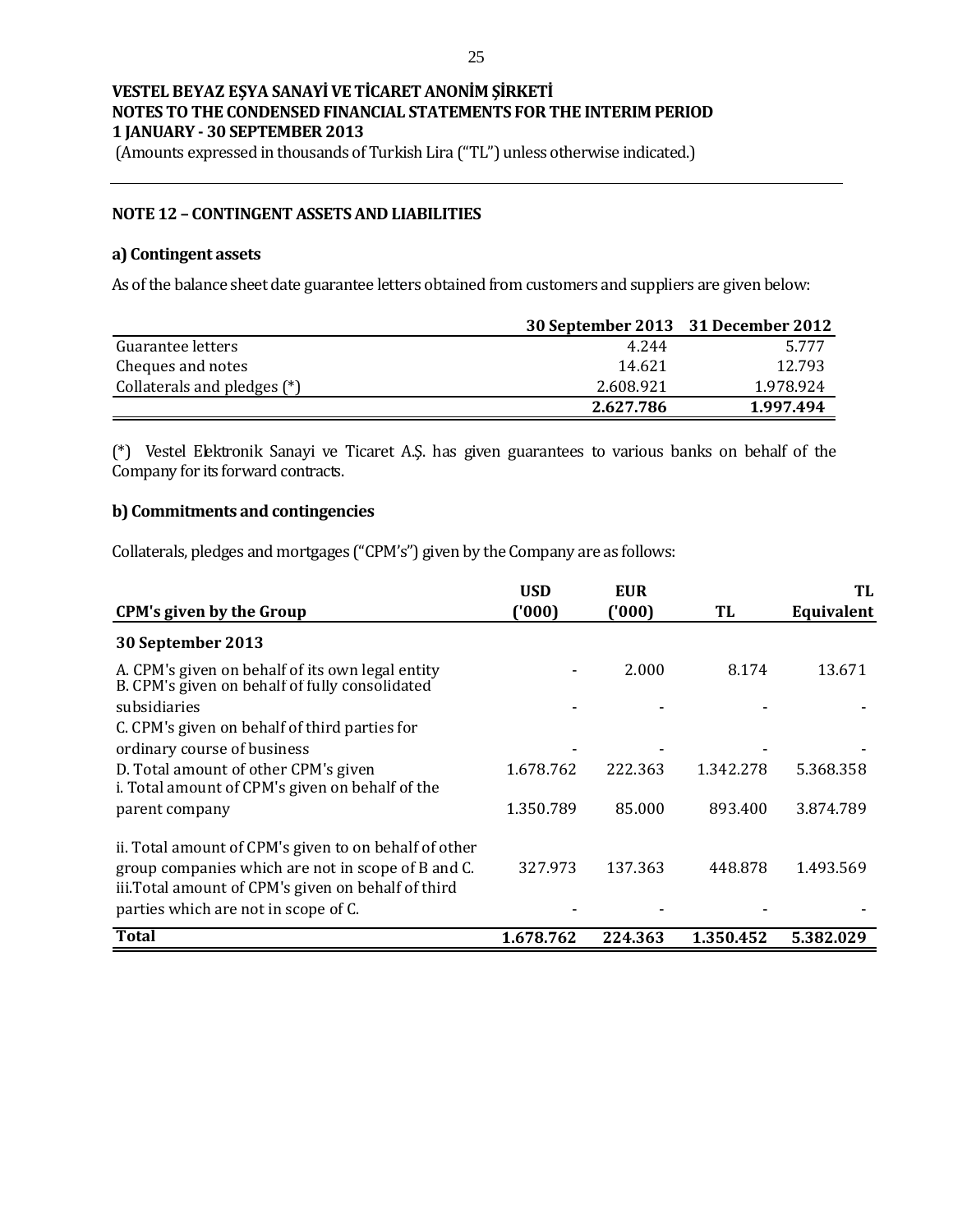VESTEL BEYAZ EŞYA SANAYİ VE TİCARET ANONİM ŞİRKETİ
NOTES TO THE CONDENSED FINANCIAL STATEMENTS FOR THE INTERIM PERIOD
1 JANUARY - 30 SEPTEMBER 2013
(Amounts expressed in thousands of Turkish Lira ("TL") unless otherwise indicated.)

## NOTE 12 – CONTINGENT ASSETS AND LIABILITIES

### a) Contingent assets

As of the balance sheet date guarantee letters obtained from customers and suppliers are given below:

| | 30 September 2013 | 31 December 2012 |
|---|---|---|
| Guarantee letters | 4.244 | 5.777 |
| Cheques and notes | 14.621 | 12.793 |
| Collaterals and pledges (*) | 2.608.921 | 1.978.924 |
| | **2.627.786** | **1.997.494** |

(*) Vestel Elektronik Sanayi ve Ticaret A.Ş. has given guarantees to various banks on behalf of the Company for its forward contracts.

### b) Commitments and contingencies

Collaterals, pledges and mortgages ("CPM's") given by the Company are as follows:

| CPM's given by the Group | USD ('000) | EUR ('000) | TL | TL Equivalent |
|---|---|---|---|---|
| **30 September 2013** | | | | |
| A. CPM's given on behalf of its own legal entity | - | 2.000 | 8.174 | 13.671 |
| B. CPM's given on behalf of fully consolidated subsidiaries | - | - | - | - |
| C. CPM's given on behalf of third parties for ordinary course of business | - | - | - | - |
| D. Total amount of other CPM's given | 1.678.762 | 222.363 | 1.342.278 | 5.368.358 |
| i. Total amount of CPM's given on behalf of the parent company | 1.350.789 | 85.000 | 893.400 | 3.874.789 |
| ii. Total amount of CPM's given to on behalf of other group companies which are not in scope of B and C. | 327.973 | 137.363 | 448.878 | 1.493.569 |
| iii.Total amount of CPM's given on behalf of third parties which are not in scope of C. | - | - | - | - |
| **Total** | **1.678.762** | **224.363** | **1.350.452** | **5.382.029** |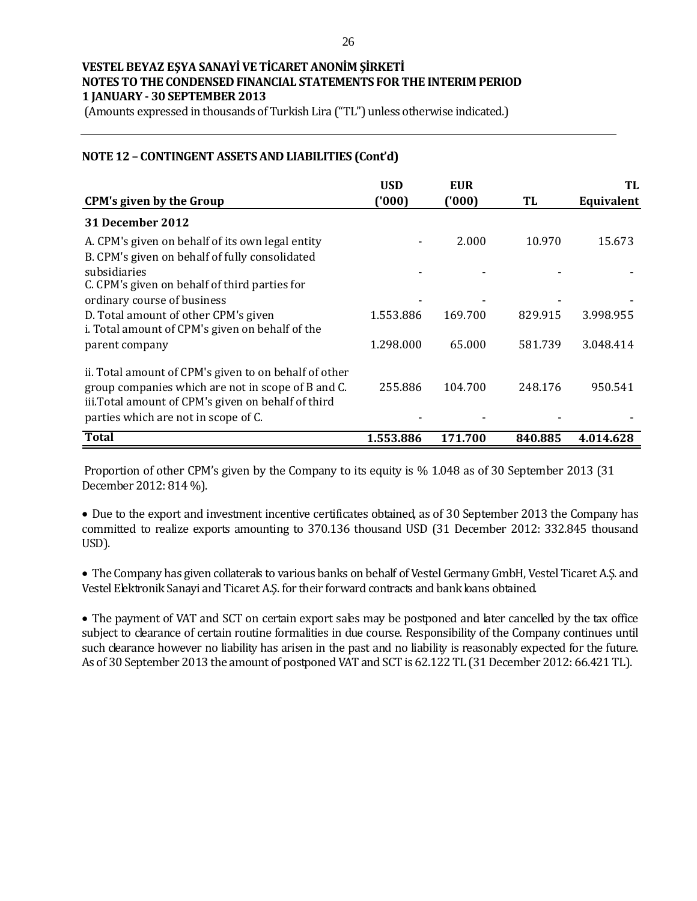**VESTEL BEYAZ EŞYA SANAYİ VE TİCARET ANONİM ŞİRKETİ**
**NOTES TO THE CONDENSED FINANCIAL STATEMENTS FOR THE INTERIM PERIOD**
**1 JANUARY - 30 SEPTEMBER 2013**
(Amounts expressed in thousands of Turkish Lira ("TL") unless otherwise indicated.)

## NOTE 12 – CONTINGENT ASSETS AND LIABILITIES (Cont'd)

| CPM's given by the Group | USD ('000) | EUR ('000) | TL | TL Equivalent |
|---|---|---|---|---|
| **31 December 2012** | | | | |
| A. CPM's given on behalf of its own legal entity | - | 2.000 | 10.970 | 15.673 |
| B. CPM's given on behalf of fully consolidated subsidiaries | - | - | - | - |
| C. CPM's given on behalf of third parties for ordinary course of business | - | - | - | - |
| D. Total amount of other CPM's given | 1.553.886 | 169.700 | 829.915 | 3.998.955 |
| i. Total amount of CPM's given on behalf of the parent company | 1.298.000 | 65.000 | 581.739 | 3.048.414 |
| ii. Total amount of CPM's given to on behalf of other group companies which are not in scope of B and C. | 255.886 | 104.700 | 248.176 | 950.541 |
| iii.Total amount of CPM's given on behalf of third parties which are not in scope of C. | - | - | - | - |
| **Total** | **1.553.886** | **171.700** | **840.885** | **4.014.628** |

Proportion of other CPM's given by the Company to its equity is % 1.048 as of 30 September 2013 (31 December 2012: 814 %).

- Due to the export and investment incentive certificates obtained, as of 30 September 2013 the Company has committed to realize exports amounting to 370.136 thousand USD (31 December 2012: 332.845 thousand USD).

- The Company has given collaterals to various banks on behalf of Vestel Germany GmbH, Vestel Ticaret A.Ş. and Vestel Elektronik Sanayi and Ticaret A.Ş. for their forward contracts and bank loans obtained.

- The payment of VAT and SCT on certain export sales may be postponed and later cancelled by the tax office subject to clearance of certain routine formalities in due course. Responsibility of the Company continues until such clearance however no liability has arisen in the past and no liability is reasonably expected for the future. As of 30 September 2013 the amount of postponed VAT and SCT is 62.122 TL (31 December 2012: 66.421 TL).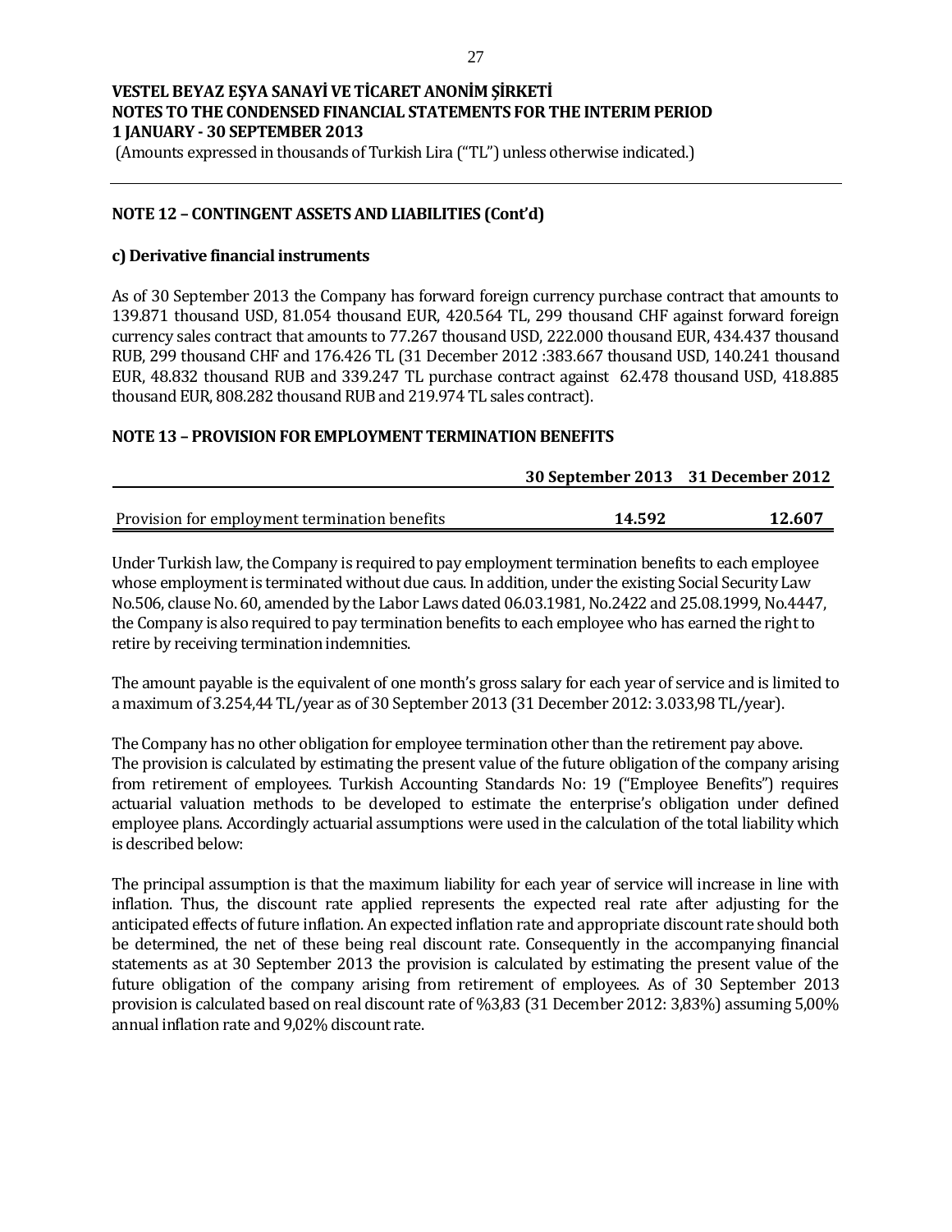**VESTEL BEYAZ EŞYA SANAYİ VE TİCARET ANONİM ŞİRKETİ**
**NOTES TO THE CONDENSED FINANCIAL STATEMENTS FOR THE INTERIM PERIOD**
**1 JANUARY - 30 SEPTEMBER 2013**
(Amounts expressed in thousands of Turkish Lira ("TL") unless otherwise indicated.)

## NOTE 12 – CONTINGENT ASSETS AND LIABILITIES (Cont'd)

### c) Derivative financial instruments

As of 30 September 2013 the Company has forward foreign currency purchase contract that amounts to 139.871 thousand USD, 81.054 thousand EUR, 420.564 TL, 299 thousand CHF against forward foreign currency sales contract that amounts to 77.267 thousand USD, 222.000 thousand EUR, 434.437 thousand RUB, 299 thousand CHF and 176.426 TL (31 December 2012 :383.667 thousand USD, 140.241 thousand EUR, 48.832 thousand RUB and 339.247 TL purchase contract against 62.478 thousand USD, 418.885 thousand EUR, 808.282 thousand RUB and 219.974 TL sales contract).

## NOTE 13 – PROVISION FOR EMPLOYMENT TERMINATION BENEFITS

| | 30 September 2013 | 31 December 2012 |
|---|---|---|
| Provision for employment termination benefits | **14.592** | **12.607** |

Under Turkish law, the Company is required to pay employment termination benefits to each employee whose employment is terminated without due caus. In addition, under the existing Social Security Law No.506, clause No. 60, amended by the Labor Laws dated 06.03.1981, No.2422 and 25.08.1999, No.4447, the Company is also required to pay termination benefits to each employee who has earned the right to retire by receiving termination indemnities.

The amount payable is the equivalent of one month's gross salary for each year of service and is limited to a maximum of 3.254,44 TL/year as of 30 September 2013 (31 December 2012: 3.033,98 TL/year).

The Company has no other obligation for employee termination other than the retirement pay above. The provision is calculated by estimating the present value of the future obligation of the company arising from retirement of employees. Turkish Accounting Standards No: 19 ("Employee Benefits") requires actuarial valuation methods to be developed to estimate the enterprise's obligation under defined employee plans. Accordingly actuarial assumptions were used in the calculation of the total liability which is described below:

The principal assumption is that the maximum liability for each year of service will increase in line with inflation. Thus, the discount rate applied represents the expected real rate after adjusting for the anticipated effects of future inflation. An expected inflation rate and appropriate discount rate should both be determined, the net of these being real discount rate. Consequently in the accompanying financial statements as at 30 September 2013 the provision is calculated by estimating the present value of the future obligation of the company arising from retirement of employees. As of 30 September 2013 provision is calculated based on real discount rate of %3,83 (31 December 2012: 3,83%) assuming 5,00% annual inflation rate and 9,02% discount rate.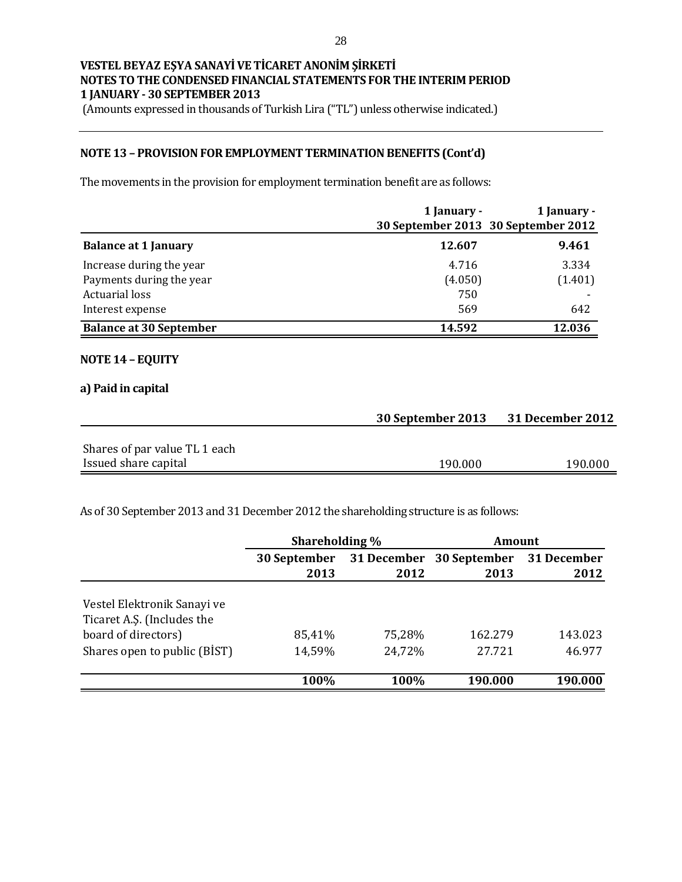**VESTEL BEYAZ EŞYA SANAYİ VE TİCARET ANONİM ŞİRKETİ**
**NOTES TO THE CONDENSED FINANCIAL STATEMENTS FOR THE INTERIM PERIOD**
**1 JANUARY - 30 SEPTEMBER 2013**
(Amounts expressed in thousands of Turkish Lira ("TL") unless otherwise indicated.)

## NOTE 13 – PROVISION FOR EMPLOYMENT TERMINATION BENEFITS (Cont'd)

The movements in the provision for employment termination benefit are as follows:

| | 1 January - 30 September 2013 | 1 January - 30 September 2012 |
|---|---|---|
| **Balance at 1 January** | **12.607** | **9.461** |
| Increase during the year | 4.716 | 3.334 |
| Payments during the year | (4.050) | (1.401) |
| Actuarial loss | 750 | - |
| Interest expense | 569 | 642 |
| **Balance at 30 September** | **14.592** | **12.036** |

## NOTE 14 – EQUITY

### a) Paid in capital

| | 30 September 2013 | 31 December 2012 |
|---|---|---|
| Shares of par value TL 1 each | | |
| Issued share capital | 190.000 | 190.000 |

As of 30 September 2013 and 31 December 2012 the shareholding structure is as follows:

| | Shareholding % | | Amount | |
|---|---|---|---|---|
| | 30 September 2013 | 31 December 2012 | 30 September 2013 | 31 December 2012 |
| Vestel Elektronik Sanayi ve Ticaret A.Ş. (Includes the board of directors) | 85,41% | 75,28% | 162.279 | 143.023 |
| Shares open to public (BİST) | 14,59% | 24,72% | 27.721 | 46.977 |
| | **100%** | **100%** | **190.000** | **190.000** |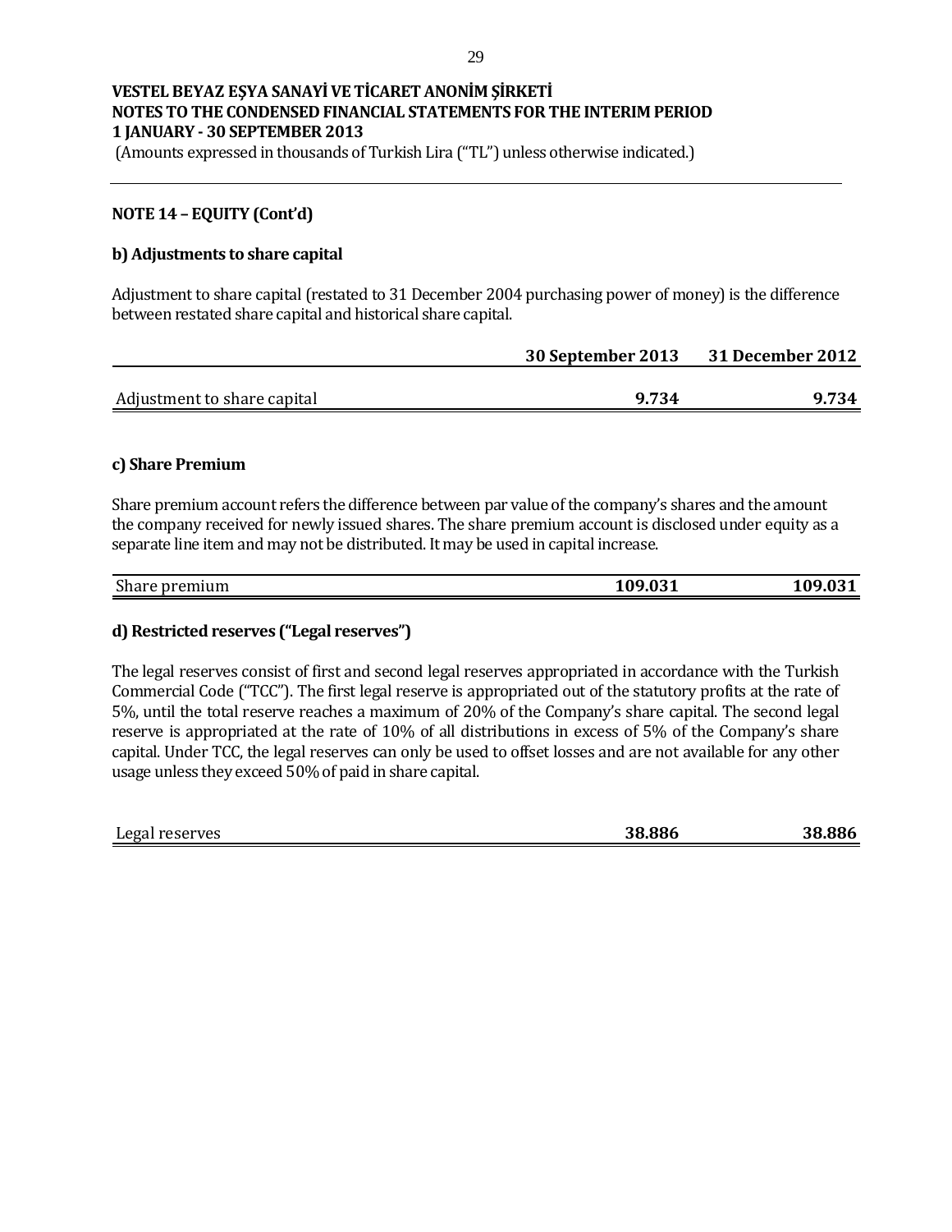**VESTEL BEYAZ EŞYA SANAYİ VE TİCARET ANONİM ŞİRKETİ**
**NOTES TO THE CONDENSED FINANCIAL STATEMENTS FOR THE INTERIM PERIOD**
**1 JANUARY - 30 SEPTEMBER 2013**
(Amounts expressed in thousands of Turkish Lira ("TL") unless otherwise indicated.)

## NOTE 14 – EQUITY (Cont'd)

### b) Adjustments to share capital

Adjustment to share capital (restated to 31 December 2004 purchasing power of money) is the difference between restated share capital and historical share capital.

| | 30 September 2013 | 31 December 2012 |
|---|---|---|
| Adjustment to share capital | **9.734** | **9.734** |

### c) Share Premium

Share premium account refers the difference between par value of the company's shares and the amount the company received for newly issued shares. The share premium account is disclosed under equity as a separate line item and may not be distributed. It may be used in capital increase.

| | | |
|---|---|---|
| Share premium | **109.031** | **109.031** |

### d) Restricted reserves ("Legal reserves")

The legal reserves consist of first and second legal reserves appropriated in accordance with the Turkish Commercial Code ("TCC"). The first legal reserve is appropriated out of the statutory profits at the rate of 5%, until the total reserve reaches a maximum of 20% of the Company's share capital. The second legal reserve is appropriated at the rate of 10% of all distributions in excess of 5% of the Company's share capital. Under TCC, the legal reserves can only be used to offset losses and are not available for any other usage unless they exceed 50% of paid in share capital.

| | | |
|---|---|---|
| Legal reserves | **38.886** | **38.886** |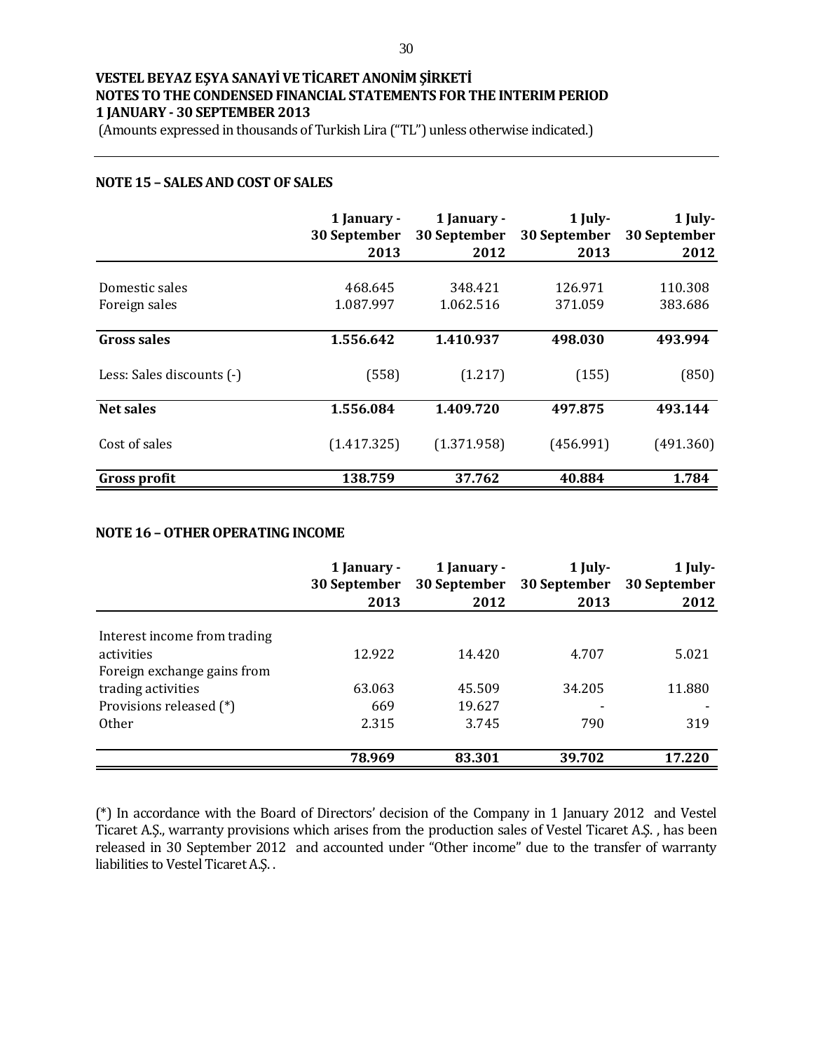**VESTEL BEYAZ EŞYA SANAYİ VE TİCARET ANONİM ŞİRKETİ**
**NOTES TO THE CONDENSED FINANCIAL STATEMENTS FOR THE INTERIM PERIOD**
**1 JANUARY - 30 SEPTEMBER 2013**
(Amounts expressed in thousands of Turkish Lira ("TL") unless otherwise indicated.)

## NOTE 15 – SALES AND COST OF SALES

| | 1 January - 30 September 2013 | 1 January - 30 September 2012 | 1 July- 30 September 2013 | 1 July- 30 September 2012 |
|---|---|---|---|---|
| Domestic sales | 468.645 | 348.421 | 126.971 | 110.308 |
| Foreign sales | 1.087.997 | 1.062.516 | 371.059 | 383.686 |
| **Gross sales** | **1.556.642** | **1.410.937** | **498.030** | **493.994** |
| Less: Sales discounts (-) | (558) | (1.217) | (155) | (850) |
| **Net sales** | **1.556.084** | **1.409.720** | **497.875** | **493.144** |
| Cost of sales | (1.417.325) | (1.371.958) | (456.991) | (491.360) |
| **Gross profit** | **138.759** | **37.762** | **40.884** | **1.784** |

## NOTE 16 – OTHER OPERATING INCOME

| | 1 January - 30 September 2013 | 1 January - 30 September 2012 | 1 July- 30 September 2013 | 1 July- 30 September 2012 |
|---|---|---|---|---|
| Interest income from trading activities | 12.922 | 14.420 | 4.707 | 5.021 |
| Foreign exchange gains from trading activities | 63.063 | 45.509 | 34.205 | 11.880 |
| Provisions released (*) | 669 | 19.627 | - | - |
| Other | 2.315 | 3.745 | 790 | 319 |
| | **78.969** | **83.301** | **39.702** | **17.220** |

(*) In accordance with the Board of Directors' decision of the Company in 1 January 2012 and Vestel Ticaret A.Ş., warranty provisions which arises from the production sales of Vestel Ticaret A.Ş. , has been released in 30 September 2012 and accounted under "Other income" due to the transfer of warranty liabilities to Vestel Ticaret A.Ş. .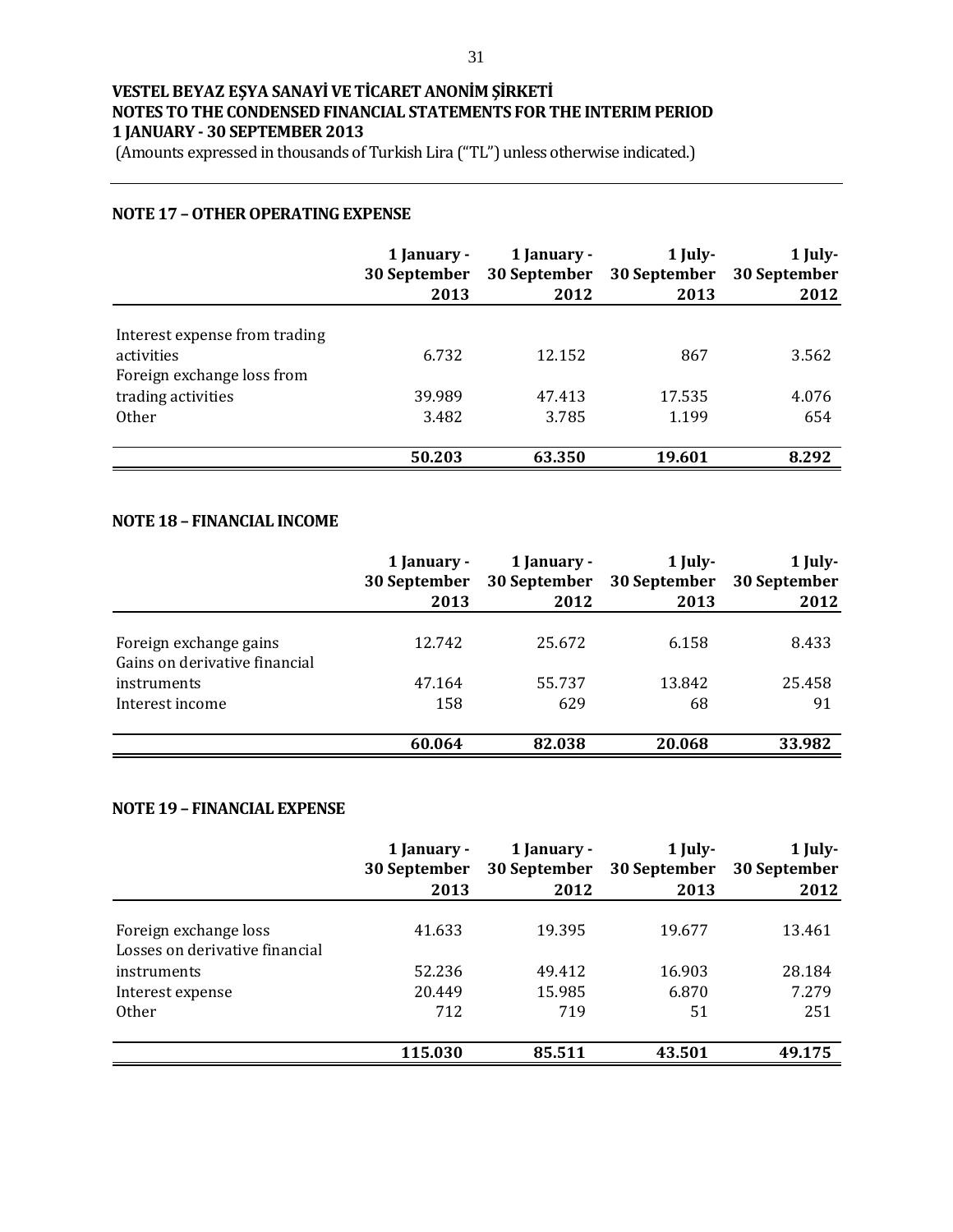**VESTEL BEYAZ EŞYA SANAYİ VE TİCARET ANONİM ŞİRKETİ**
**NOTES TO THE CONDENSED FINANCIAL STATEMENTS FOR THE INTERIM PERIOD**
**1 JANUARY - 30 SEPTEMBER 2013**
(Amounts expressed in thousands of Turkish Lira ("TL") unless otherwise indicated.)

## NOTE 17 – OTHER OPERATING EXPENSE

| | 1 January - 30 September 2013 | 1 January - 30 September 2012 | 1 July- 30 September 2013 | 1 July- 30 September 2012 |
|---|---|---|---|---|
| Interest expense from trading activities | 6.732 | 12.152 | 867 | 3.562 |
| Foreign exchange loss from trading activities | 39.989 | 47.413 | 17.535 | 4.076 |
| Other | 3.482 | 3.785 | 1.199 | 654 |
| | **50.203** | **63.350** | **19.601** | **8.292** |

## NOTE 18 – FINANCIAL INCOME

| | 1 January - 30 September 2013 | 1 January - 30 September 2012 | 1 July- 30 September 2013 | 1 July- 30 September 2012 |
|---|---|---|---|---|
| Foreign exchange gains | 12.742 | 25.672 | 6.158 | 8.433 |
| Gains on derivative financial instruments | 47.164 | 55.737 | 13.842 | 25.458 |
| Interest income | 158 | 629 | 68 | 91 |
| | **60.064** | **82.038** | **20.068** | **33.982** |

## NOTE 19 – FINANCIAL EXPENSE

| | 1 January - 30 September 2013 | 1 January - 30 September 2012 | 1 July- 30 September 2013 | 1 July- 30 September 2012 |
|---|---|---|---|---|
| Foreign exchange loss | 41.633 | 19.395 | 19.677 | 13.461 |
| Losses on derivative financial instruments | 52.236 | 49.412 | 16.903 | 28.184 |
| Interest expense | 20.449 | 15.985 | 6.870 | 7.279 |
| Other | 712 | 719 | 51 | 251 |
| | **115.030** | **85.511** | **43.501** | **49.175** |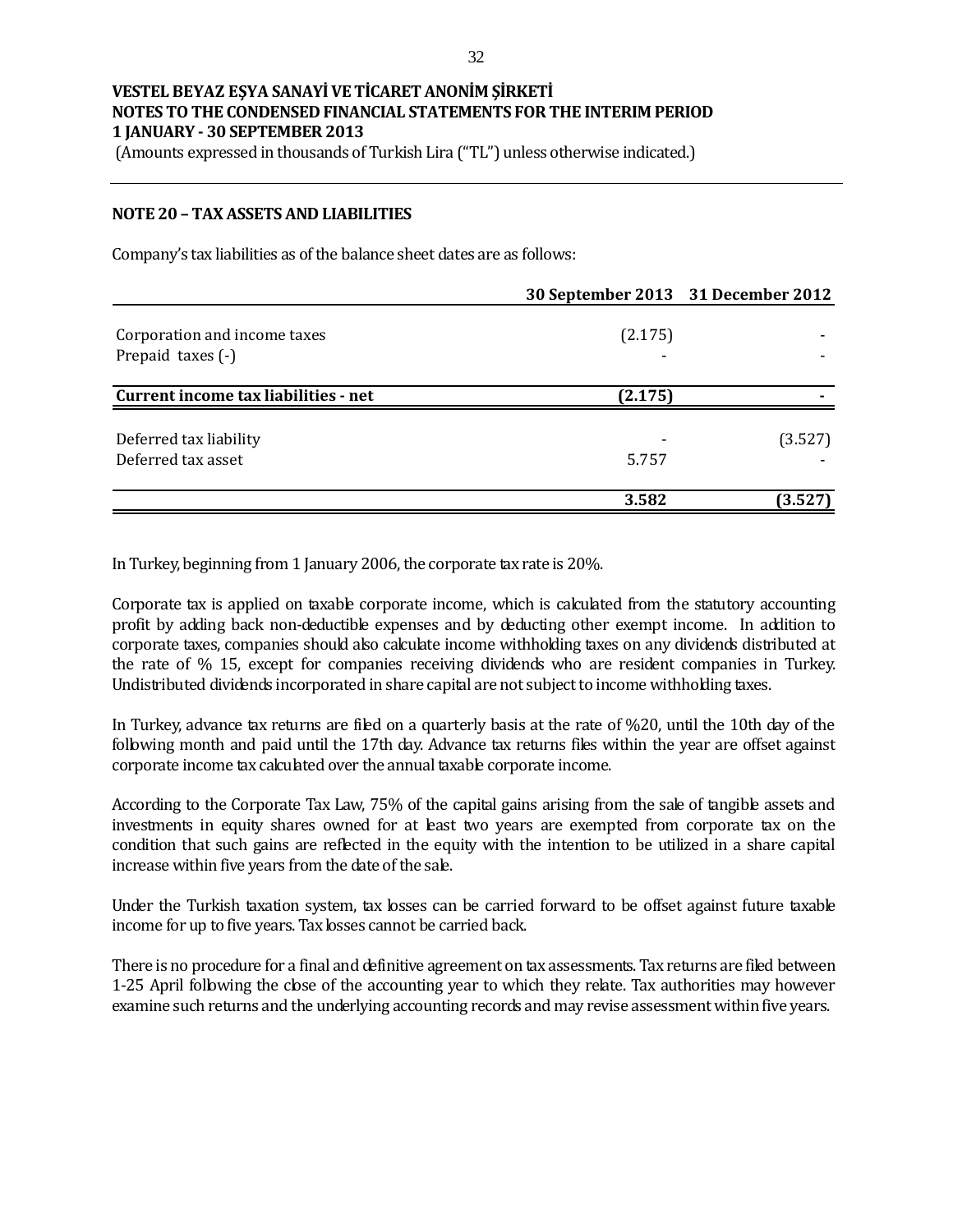**VESTEL BEYAZ EŞYA SANAYİ VE TİCARET ANONİM ŞİRKETİ**
**NOTES TO THE CONDENSED FINANCIAL STATEMENTS FOR THE INTERIM PERIOD**
**1 JANUARY - 30 SEPTEMBER 2013**
(Amounts expressed in thousands of Turkish Lira ("TL") unless otherwise indicated.)

## NOTE 20 – TAX ASSETS AND LIABILITIES

Company's tax liabilities as of the balance sheet dates are as follows:

| | 30 September 2013 | 31 December 2012 |
|---|---|---|
| Corporation and income taxes | (2.175) | - |
| Prepaid taxes (-) | - | - |
| **Current income tax liabilities - net** | **(2.175)** | **-** |
| Deferred tax liability | - | (3.527) |
| Deferred tax asset | 5.757 | - |
| | **3.582** | **(3.527)** |

In Turkey, beginning from 1 January 2006, the corporate tax rate is 20%.

Corporate tax is applied on taxable corporate income, which is calculated from the statutory accounting profit by adding back non-deductible expenses and by deducting other exempt income. In addition to corporate taxes, companies should also calculate income withholding taxes on any dividends distributed at the rate of % 15, except for companies receiving dividends who are resident companies in Turkey. Undistributed dividends incorporated in share capital are not subject to income withholding taxes.

In Turkey, advance tax returns are filed on a quarterly basis at the rate of %20, until the 10th day of the following month and paid until the 17th day. Advance tax returns files within the year are offset against corporate income tax calculated over the annual taxable corporate income.

According to the Corporate Tax Law, 75% of the capital gains arising from the sale of tangible assets and investments in equity shares owned for at least two years are exempted from corporate tax on the condition that such gains are reflected in the equity with the intention to be utilized in a share capital increase within five years from the date of the sale.

Under the Turkish taxation system, tax losses can be carried forward to be offset against future taxable income for up to five years. Tax losses cannot be carried back.

There is no procedure for a final and definitive agreement on tax assessments. Tax returns are filed between 1-25 April following the close of the accounting year to which they relate. Tax authorities may however examine such returns and the underlying accounting records and may revise assessment within five years.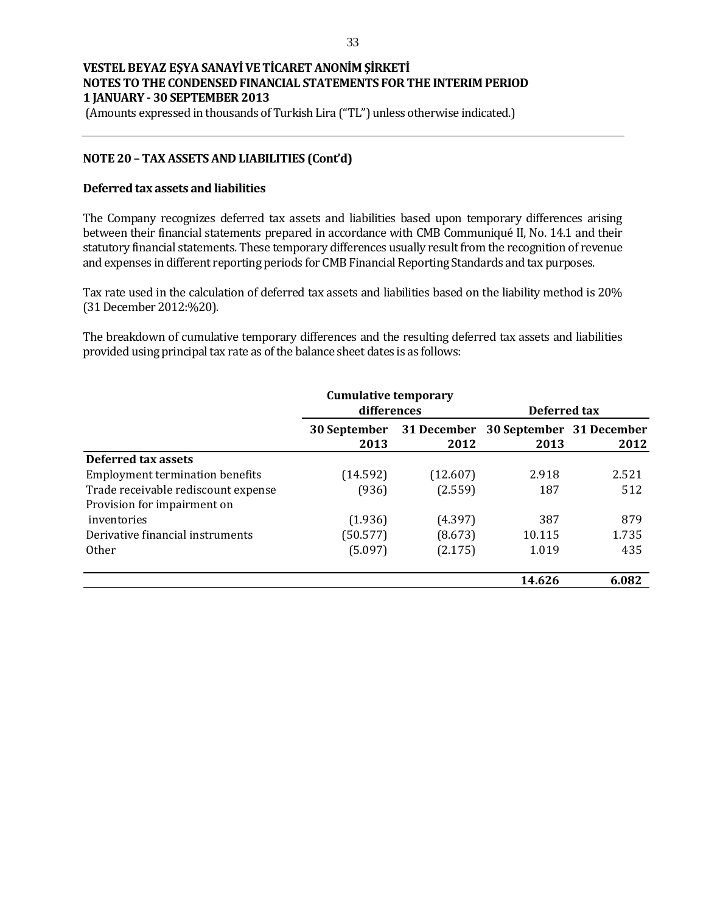# VESTEL BEYAZ EŞYA SANAYİ VE TİCARET ANONİM ŞİRKETİ
# NOTES TO THE CONDENSED FINANCIAL STATEMENTS FOR THE INTERIM PERIOD
# 1 JANUARY - 30 SEPTEMBER 2013

(Amounts expressed in thousands of Turkish Lira ("TL") unless otherwise indicated.)

## NOTE 20 – TAX ASSETS AND LIABILITIES (Cont'd)

### Deferred tax assets and liabilities

The Company recognizes deferred tax assets and liabilities based upon temporary differences arising between their financial statements prepared in accordance with CMB Communiqué II, No. 14.1 and their statutory financial statements. These temporary differences usually result from the recognition of revenue and expenses in different reporting periods for CMB Financial Reporting Standards and tax purposes.

Tax rate used in the calculation of deferred tax assets and liabilities based on the liability method is 20% (31 December 2012:%20).

The breakdown of cumulative temporary differences and the resulting deferred tax assets and liabilities provided using principal tax rate as of the balance sheet dates is as follows:

| | Cumulative temporary differences | | Deferred tax | |
|---|---|---|---|---|
| | 30 September 2013 | 31 December 2012 | 30 September 2013 | 31 December 2012 |
| **Deferred tax assets** | | | | |
| Employment termination benefits | (14.592) | (12.607) | 2.918 | 2.521 |
| Trade receivable rediscount expense | (936) | (2.559) | 187 | 512 |
| Provision for impairment on inventories | (1.936) | (4.397) | 387 | 879 |
| Derivative financial instruments | (50.577) | (8.673) | 10.115 | 1.735 |
| Other | (5.097) | (2.175) | 1.019 | 435 |
| | | | **14.626** | **6.082** |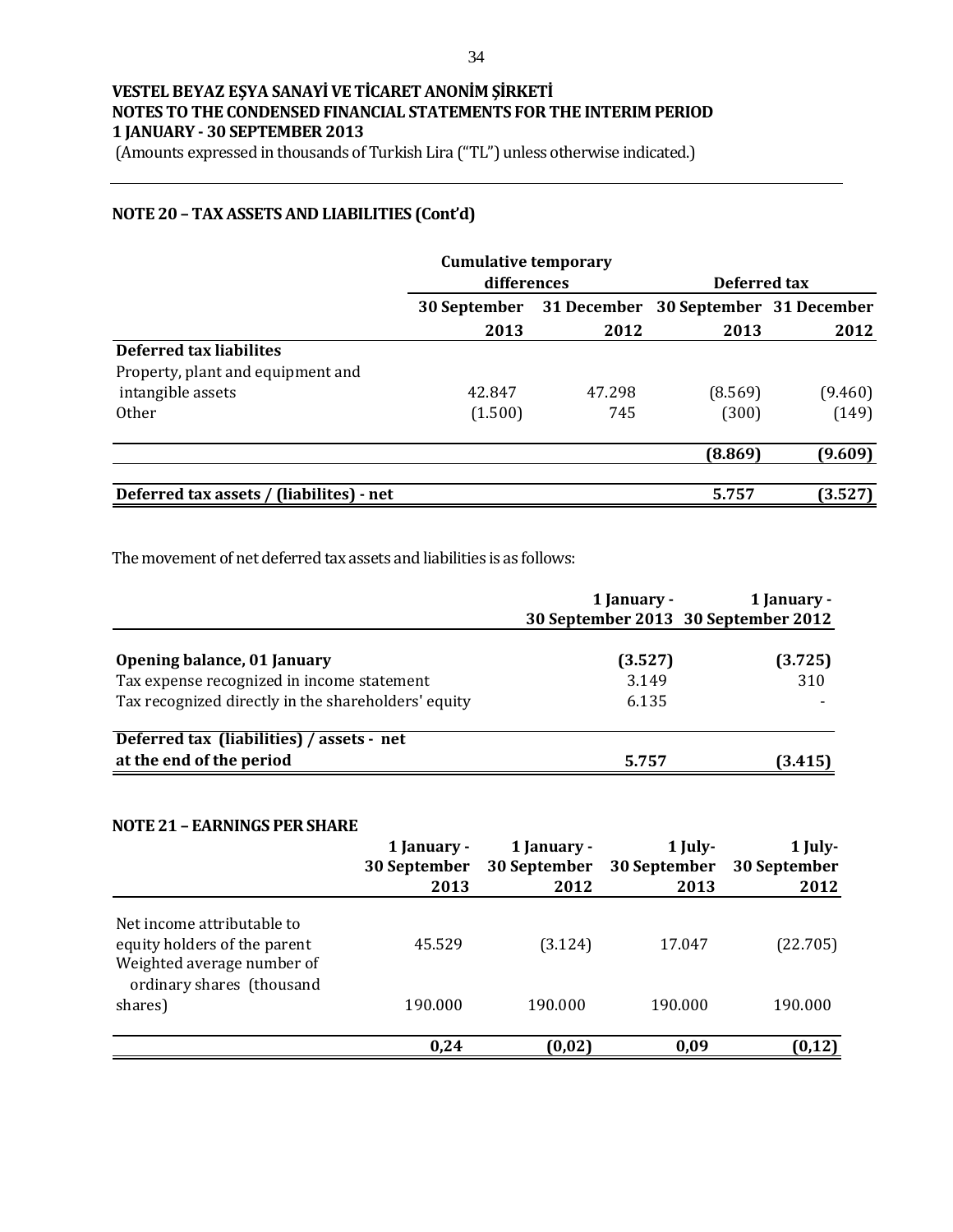**VESTEL BEYAZ EŞYA SANAYİ VE TİCARET ANONİM ŞİRKETİ**
**NOTES TO THE CONDENSED FINANCIAL STATEMENTS FOR THE INTERIM PERIOD**
**1 JANUARY - 30 SEPTEMBER 2013**
(Amounts expressed in thousands of Turkish Lira ("TL") unless otherwise indicated.)

## NOTE 20 – TAX ASSETS AND LIABILITIES (Cont'd)

| | Cumulative temporary differences | | Deferred tax | |
|---|---|---|---|---|
| | 30 September 2013 | 31 December 2012 | 30 September 2013 | 31 December 2012 |
| **Deferred tax liabilites** | | | | |
| Property, plant and equipment and intangible assets | 42.847 | 47.298 | (8.569) | (9.460) |
| Other | (1.500) | 745 | (300) | (149) |
| | | | **(8.869)** | **(9.609)** |
| **Deferred tax assets / (liabilites) - net** | | | **5.757** | **(3.527)** |

The movement of net deferred tax assets and liabilities is as follows:

| | 1 January - 30 September 2013 | 1 January - 30 September 2012 |
|---|---|---|
| **Opening balance, 01 January** | **(3.527)** | **(3.725)** |
| Tax expense recognized in income statement | 3.149 | 310 |
| Tax recognized directly in the shareholders' equity | 6.135 | - |
| **Deferred tax (liabilities) / assets - net at the end of the period** | **5.757** | **(3.415)** |

## NOTE 21 – EARNINGS PER SHARE

| | 1 January - 30 September 2013 | 1 January - 30 September 2012 | 1 July- 30 September 2013 | 1 July- 30 September 2012 |
|---|---|---|---|---|
| Net income attributable to equity holders of the parent | 45.529 | (3.124) | 17.047 | (22.705) |
| Weighted average number of ordinary shares (thousand shares) | 190.000 | 190.000 | 190.000 | 190.000 |
| | **0,24** | **(0,02)** | **0,09** | **(0,12)** |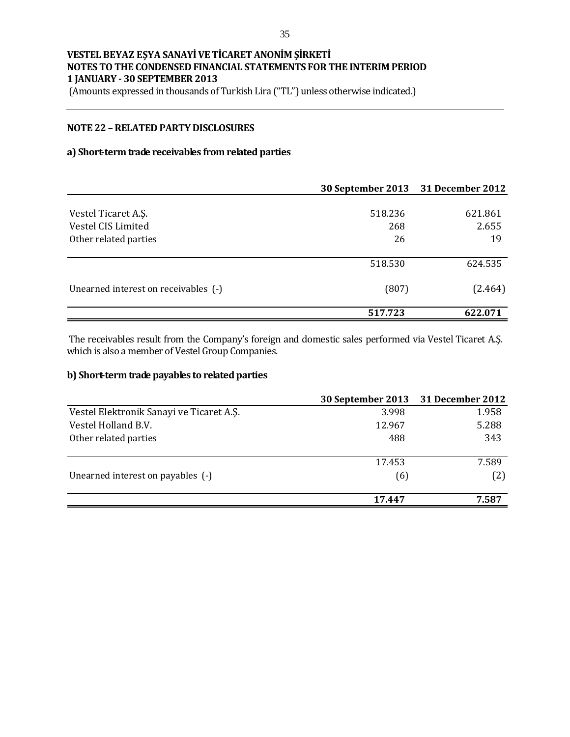**VESTEL BEYAZ EŞYA SANAYİ VE TİCARET ANONİM ŞİRKETİ**
**NOTES TO THE CONDENSED FINANCIAL STATEMENTS FOR THE INTERIM PERIOD**
**1 JANUARY - 30 SEPTEMBER 2013**
(Amounts expressed in thousands of Turkish Lira ("TL") unless otherwise indicated.)

## NOTE 22 – RELATED PARTY DISCLOSURES

### a) Short-term trade receivables from related parties

| | 30 September 2013 | 31 December 2012 |
|---|---|---|
| Vestel Ticaret A.Ş. | 518.236 | 621.861 |
| Vestel CIS Limited | 268 | 2.655 |
| Other related parties | 26 | 19 |
| | 518.530 | 624.535 |
| Unearned interest on receivables (-) | (807) | (2.464) |
| | **517.723** | **622.071** |

The receivables result from the Company's foreign and domestic sales performed via Vestel Ticaret A.Ş. which is also a member of Vestel Group Companies.

### b) Short-term trade payables to related parties

| | 30 September 2013 | 31 December 2012 |
|---|---|---|
| Vestel Elektronik Sanayi ve Ticaret A.Ş. | 3.998 | 1.958 |
| Vestel Holland B.V. | 12.967 | 5.288 |
| Other related parties | 488 | 343 |
| | 17.453 | 7.589 |
| Unearned interest on payables (-) | (6) | (2) |
| | **17.447** | **7.587** |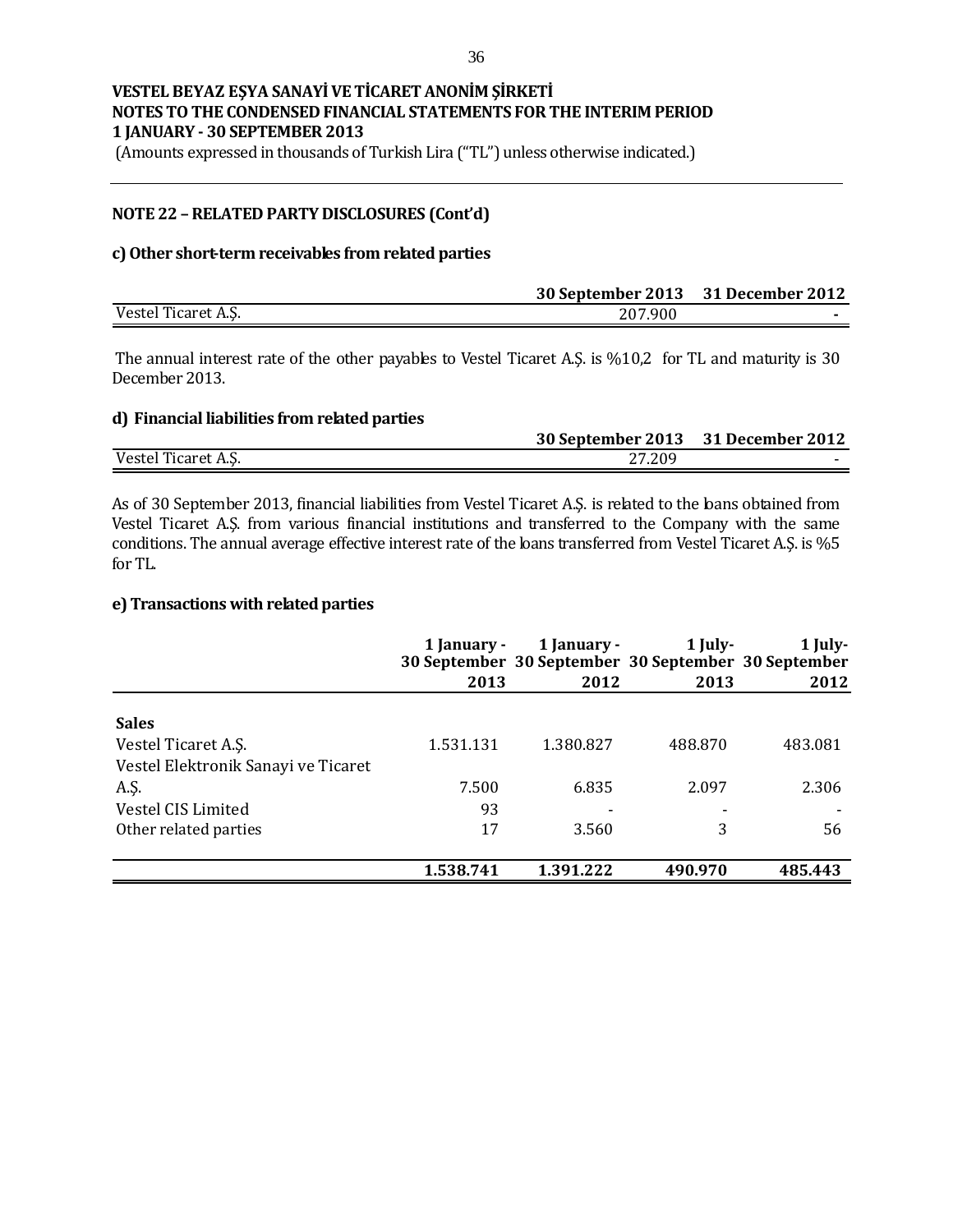**VESTEL BEYAZ EŞYA SANAYİ VE TİCARET ANONİM ŞİRKETİ**
**NOTES TO THE CONDENSED FINANCIAL STATEMENTS FOR THE INTERIM PERIOD**
**1 JANUARY - 30 SEPTEMBER 2013**
(Amounts expressed in thousands of Turkish Lira ("TL") unless otherwise indicated.)

## NOTE 22 – RELATED PARTY DISCLOSURES (Cont'd)

### c) Other short-term receivables from related parties

| | 30 September 2013 | 31 December 2012 |
|---|---|---|
| Vestel Ticaret A.Ş. | 207.900 | - |

The annual interest rate of the other payables to Vestel Ticaret A.Ş. is %10,2 for TL and maturity is 30 December 2013.

### d) Financial liabilities from related parties

| | 30 September 2013 | 31 December 2012 |
|---|---|---|
| Vestel Ticaret A.Ş. | 27.209 | - |

As of 30 September 2013, financial liabilities from Vestel Ticaret A.Ş. is related to the loans obtained from Vestel Ticaret A.Ş. from various financial institutions and transferred to the Company with the same conditions. The annual average effective interest rate of the loans transferred from Vestel Ticaret A.Ş. is %5 for TL.

### e) Transactions with related parties

| | 1 January - 30 September 2013 | 1 January - 30 September 2012 | 1 July- 30 September 2013 | 1 July- 30 September 2012 |
|---|---|---|---|---|
| **Sales** | | | | |
| Vestel Ticaret A.Ş. | 1.531.131 | 1.380.827 | 488.870 | 483.081 |
| Vestel Elektronik Sanayi ve Ticaret A.Ş. | 7.500 | 6.835 | 2.097 | 2.306 |
| Vestel CIS Limited | 93 | - | - | - |
| Other related parties | 17 | 3.560 | 3 | 56 |
| | **1.538.741** | **1.391.222** | **490.970** | **485.443** |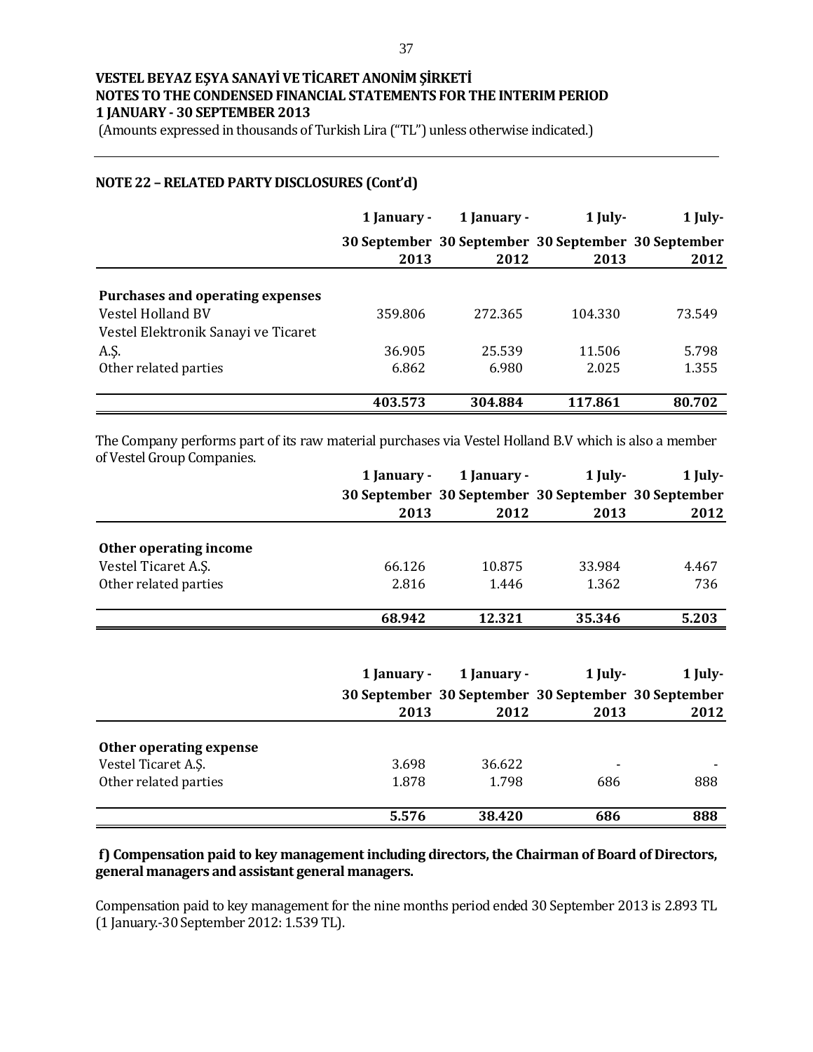## NOTE 22 – RELATED PARTY DISCLOSURES (Cont'd)

| | 1 January - 30 September 2013 | 1 January - 30 September 2012 | 1 July- 30 September 2013 | 1 July- 30 September 2012 |
|---|---|---|---|---|
| **Purchases and operating expenses** | | | | |
| Vestel Holland BV | 359.806 | 272.365 | 104.330 | 73.549 |
| Vestel Elektronik Sanayi ve Ticaret A.Ş. | 36.905 | 25.539 | 11.506 | 5.798 |
| Other related parties | 6.862 | 6.980 | 2.025 | 1.355 |
| | **403.573** | **304.884** | **117.861** | **80.702** |

The Company performs part of its raw material purchases via Vestel Holland B.V which is also a member of Vestel Group Companies.

| | 1 January - 30 September 2013 | 1 January - 30 September 2012 | 1 July- 30 September 2013 | 1 July- 30 September 2012 |
|---|---|---|---|---|
| **Other operating income** | | | | |
| Vestel Ticaret A.Ş. | 66.126 | 10.875 | 33.984 | 4.467 |
| Other related parties | 2.816 | 1.446 | 1.362 | 736 |
| | **68.942** | **12.321** | **35.346** | **5.203** |

| | 1 January - 30 September 2013 | 1 January - 30 September 2012 | 1 July- 30 September 2013 | 1 July- 30 September 2012 |
|---|---|---|---|---|
| **Other operating expense** | | | | |
| Vestel Ticaret A.Ş. | 3.698 | 36.622 | - | - |
| Other related parties | 1.878 | 1.798 | 686 | 888 |
| | **5.576** | **38.420** | **686** | **888** |

**f) Compensation paid to key management including directors, the Chairman of Board of Directors, general managers and assistant general managers.**

Compensation paid to key management for the nine months period ended 30 September 2013 is 2.893 TL (1 January.-30 September 2012: 1.539 TL).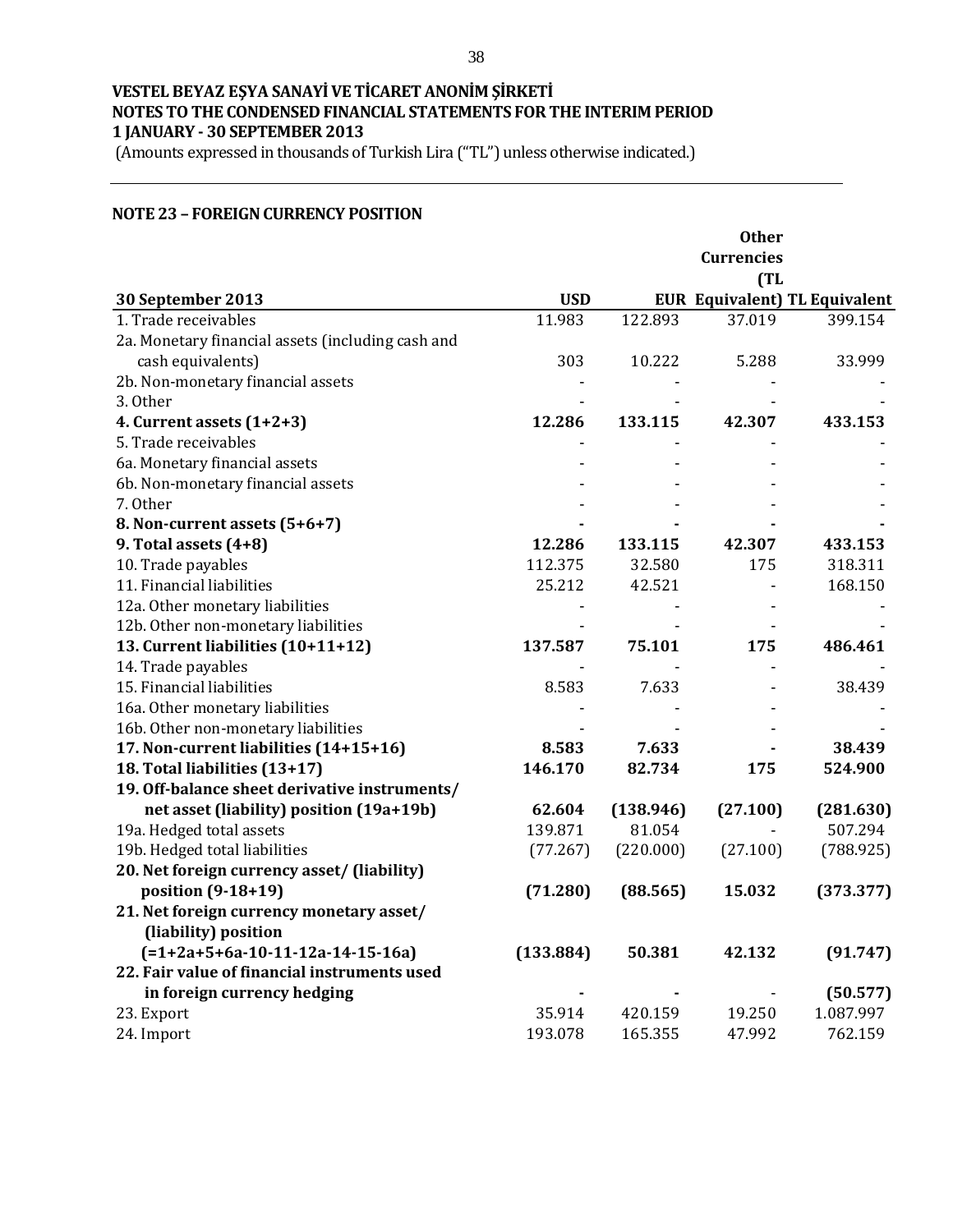**VESTEL BEYAZ EŞYA SANAYİ VE TİCARET ANONİM ŞİRKETİ**
**NOTES TO THE CONDENSED FINANCIAL STATEMENTS FOR THE INTERIM PERIOD**
**1 JANUARY - 30 SEPTEMBER 2013**
(Amounts expressed in thousands of Turkish Lira ("TL") unless otherwise indicated.)

## NOTE 23 – FOREIGN CURRENCY POSITION

| 30 September 2013 | USD | EUR | Other Currencies (TL Equivalent) | TL Equivalent |
|---|---|---|---|---|
| 1. Trade receivables | 11.983 | 122.893 | 37.019 | 399.154 |
| 2a. Monetary financial assets (including cash and cash equivalents) | 303 | 10.222 | 5.288 | 33.999 |
| 2b. Non-monetary financial assets | - | - | - | - |
| 3. Other | - | - | - | - |
| **4. Current assets (1+2+3)** | **12.286** | **133.115** | **42.307** | **433.153** |
| 5. Trade receivables | - | - | - | - |
| 6a. Monetary financial assets | - | - | - | - |
| 6b. Non-monetary financial assets | - | - | - | - |
| 7. Other | - | - | - | - |
| **8. Non-current assets (5+6+7)** | **-** | **-** | **-** | **-** |
| **9. Total assets (4+8)** | **12.286** | **133.115** | **42.307** | **433.153** |
| 10. Trade payables | 112.375 | 32.580 | 175 | 318.311 |
| 11. Financial liabilities | 25.212 | 42.521 | - | 168.150 |
| 12a. Other monetary liabilities | - | - | - | - |
| 12b. Other non-monetary liabilities | - | - | - | - |
| **13. Current liabilities (10+11+12)** | **137.587** | **75.101** | **175** | **486.461** |
| 14. Trade payables | - | - | - | - |
| 15. Financial liabilities | 8.583 | 7.633 | - | 38.439 |
| 16a. Other monetary liabilities | - | - | - | - |
| 16b. Other non-monetary liabilities | - | - | - | - |
| **17. Non-current liabilities (14+15+16)** | **8.583** | **7.633** | **-** | **38.439** |
| **18. Total liabilities (13+17)** | **146.170** | **82.734** | **175** | **524.900** |
| **19. Off-balance sheet derivative instruments/ net asset (liability) position (19a+19b)** | **62.604** | **(138.946)** | **(27.100)** | **(281.630)** |
| 19a. Hedged total assets | 139.871 | 81.054 | - | 507.294 |
| 19b. Hedged total liabilities | (77.267) | (220.000) | (27.100) | (788.925) |
| **20. Net foreign currency asset/ (liability) position (9-18+19)** | **(71.280)** | **(88.565)** | **15.032** | **(373.377)** |
| **21. Net foreign currency monetary asset/ (liability) position (=1+2a+5+6a-10-11-12a-14-15-16a)** | **(133.884)** | **50.381** | **42.132** | **(91.747)** |
| **22. Fair value of financial instruments used in foreign currency hedging** | **-** | **-** | - | **(50.577)** |
| 23. Export | 35.914 | 420.159 | 19.250 | 1.087.997 |
| 24. Import | 193.078 | 165.355 | 47.992 | 762.159 |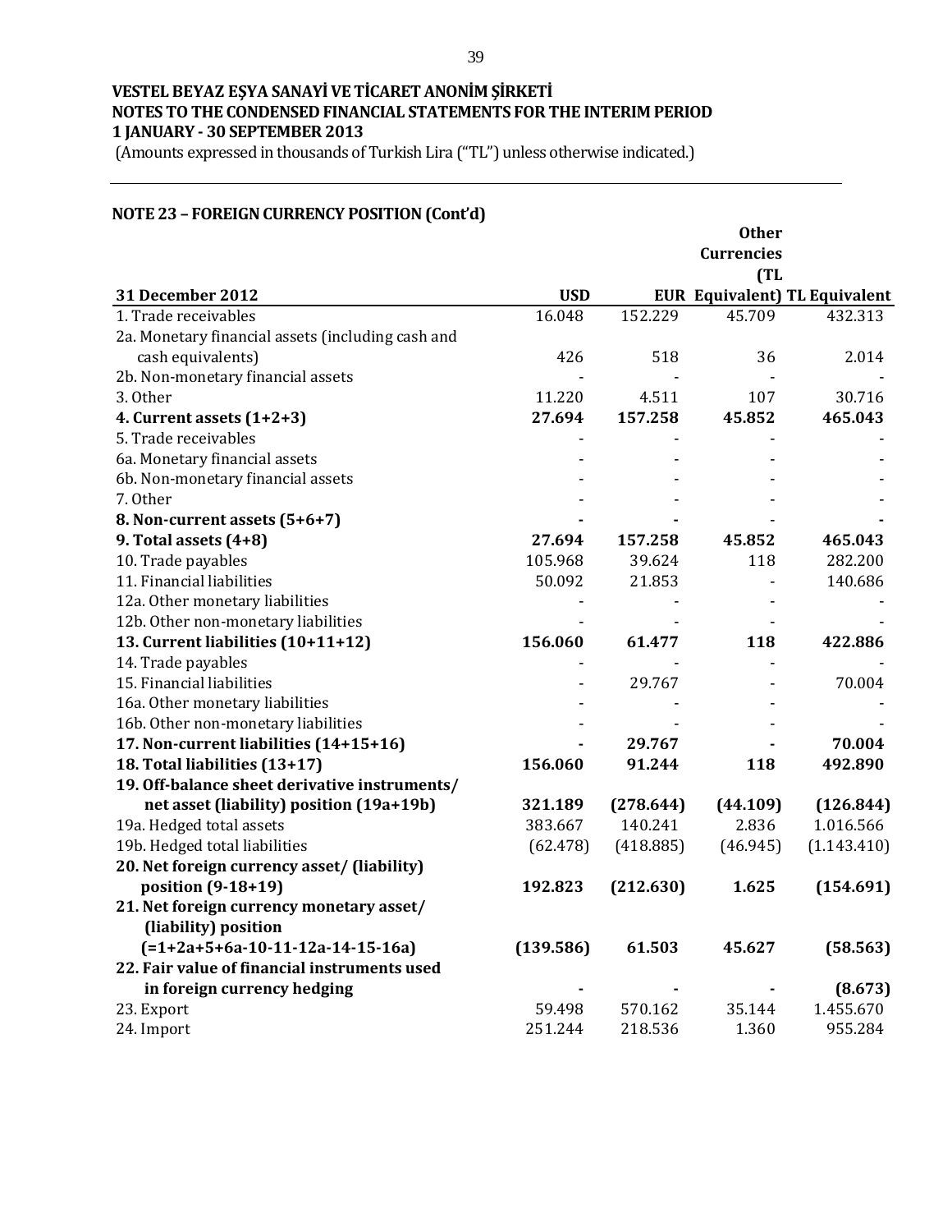**VESTEL BEYAZ EŞYA SANAYİ VE TİCARET ANONİM ŞİRKETİ**
**NOTES TO THE CONDENSED FINANCIAL STATEMENTS FOR THE INTERIM PERIOD**
**1 JANUARY - 30 SEPTEMBER 2013**
(Amounts expressed in thousands of Turkish Lira ("TL") unless otherwise indicated.)

## NOTE 23 – FOREIGN CURRENCY POSITION (Cont'd)

| 31 December 2012 | USD | EUR | Other Currencies (TL Equivalent) | TL Equivalent |
|---|---|---|---|---|
| 1. Trade receivables | 16.048 | 152.229 | 45.709 | 432.313 |
| 2a. Monetary financial assets (including cash and cash equivalents) | 426 | 518 | 36 | 2.014 |
| 2b. Non-monetary financial assets | - | - | - | - |
| 3. Other | 11.220 | 4.511 | 107 | 30.716 |
| **4. Current assets (1+2+3)** | **27.694** | **157.258** | **45.852** | **465.043** |
| 5. Trade receivables | - | - | - | - |
| 6a. Monetary financial assets | - | - | - | - |
| 6b. Non-monetary financial assets | - | - | - | - |
| 7. Other | - | - | - | - |
| **8. Non-current assets (5+6+7)** | **-** | **-** | - | **-** |
| **9. Total assets (4+8)** | **27.694** | **157.258** | **45.852** | **465.043** |
| 10. Trade payables | 105.968 | 39.624 | 118 | 282.200 |
| 11. Financial liabilities | 50.092 | 21.853 | - | 140.686 |
| 12a. Other monetary liabilities | - | - | - | - |
| 12b. Other non-monetary liabilities | - | - | - | - |
| **13. Current liabilities (10+11+12)** | **156.060** | **61.477** | **118** | **422.886** |
| 14. Trade payables | - | - | - | - |
| 15. Financial liabilities | - | 29.767 | - | 70.004 |
| 16a. Other monetary liabilities | - | - | - | - |
| 16b. Other non-monetary liabilities | - | - | - | - |
| **17. Non-current liabilities (14+15+16)** | **-** | **29.767** | **-** | **70.004** |
| **18. Total liabilities (13+17)** | **156.060** | **91.244** | **118** | **492.890** |
| **19. Off-balance sheet derivative instruments/ net asset (liability) position (19a+19b)** | **321.189** | **(278.644)** | **(44.109)** | **(126.844)** |
| 19a. Hedged total assets | 383.667 | 140.241 | 2.836 | 1.016.566 |
| 19b. Hedged total liabilities | (62.478) | (418.885) | (46.945) | (1.143.410) |
| **20. Net foreign currency asset/ (liability) position (9-18+19)** | **192.823** | **(212.630)** | **1.625** | **(154.691)** |
| **21. Net foreign currency monetary asset/ (liability) position (=1+2a+5+6a-10-11-12a-14-15-16a)** | **(139.586)** | **61.503** | **45.627** | **(58.563)** |
| **22. Fair value of financial instruments used in foreign currency hedging** | **-** | **-** | **-** | **(8.673)** |
| 23. Export | 59.498 | 570.162 | 35.144 | 1.455.670 |
| 24. Import | 251.244 | 218.536 | 1.360 | 955.284 |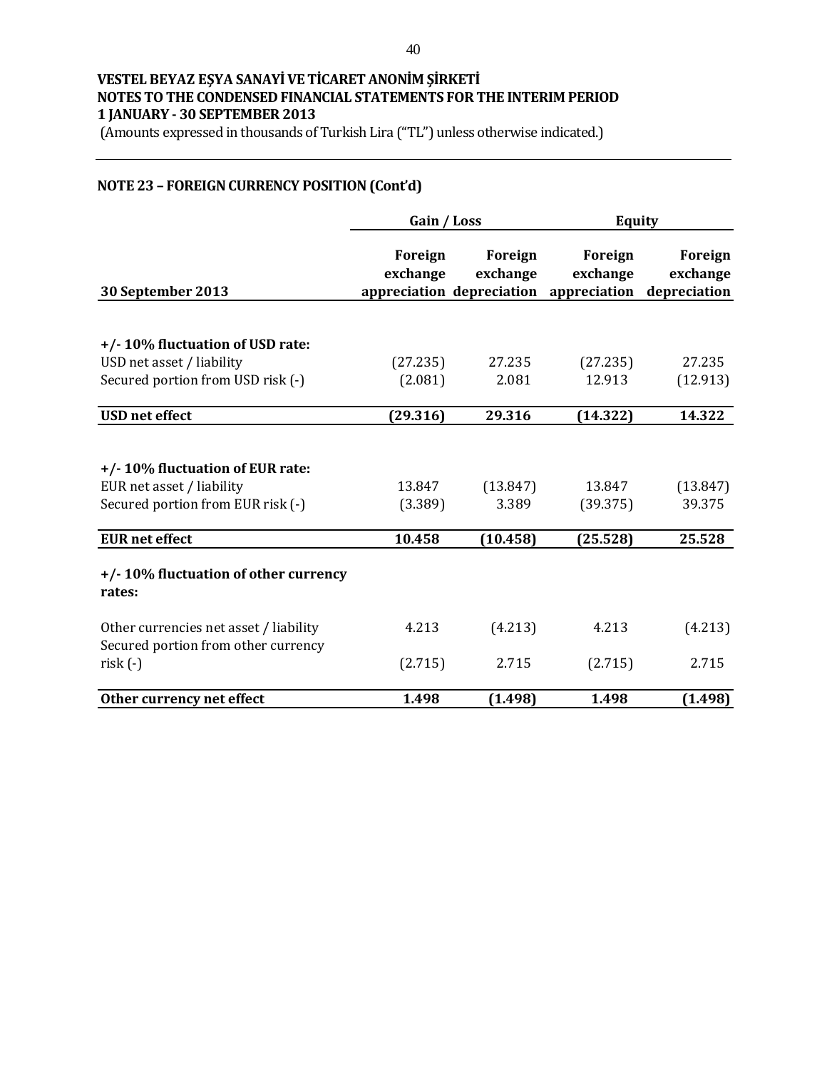**VESTEL BEYAZ EŞYA SANAYİ VE TİCARET ANONİM ŞİRKETİ**
**NOTES TO THE CONDENSED FINANCIAL STATEMENTS FOR THE INTERIM PERIOD**
**1 JANUARY - 30 SEPTEMBER 2013**
(Amounts expressed in thousands of Turkish Lira ("TL") unless otherwise indicated.)

## NOTE 23 – FOREIGN CURRENCY POSITION (Cont'd)

| | Gain / Loss | | Equity | |
|---|---|---|---|---|
| **30 September 2013** | **Foreign exchange appreciation** | **Foreign exchange depreciation** | **Foreign exchange appreciation** | **Foreign exchange depreciation** |
| **+/- 10% fluctuation of USD rate:** | | | | |
| USD net asset / liability | (27.235) | 27.235 | (27.235) | 27.235 |
| Secured portion from USD risk (-) | (2.081) | 2.081 | 12.913 | (12.913) |
| **USD net effect** | **(29.316)** | **29.316** | **(14.322)** | **14.322** |
| **+/- 10% fluctuation of EUR rate:** | | | | |
| EUR net asset / liability | 13.847 | (13.847) | 13.847 | (13.847) |
| Secured portion from EUR risk (-) | (3.389) | 3.389 | (39.375) | 39.375 |
| **EUR net effect** | **10.458** | **(10.458)** | **(25.528)** | **25.528** |
| **+/- 10% fluctuation of other currency rates:** | | | | |
| Other currencies net asset / liability | 4.213 | (4.213) | 4.213 | (4.213) |
| Secured portion from other currency risk (-) | (2.715) | 2.715 | (2.715) | 2.715 |
| **Other currency net effect** | **1.498** | **(1.498)** | **1.498** | **(1.498)** |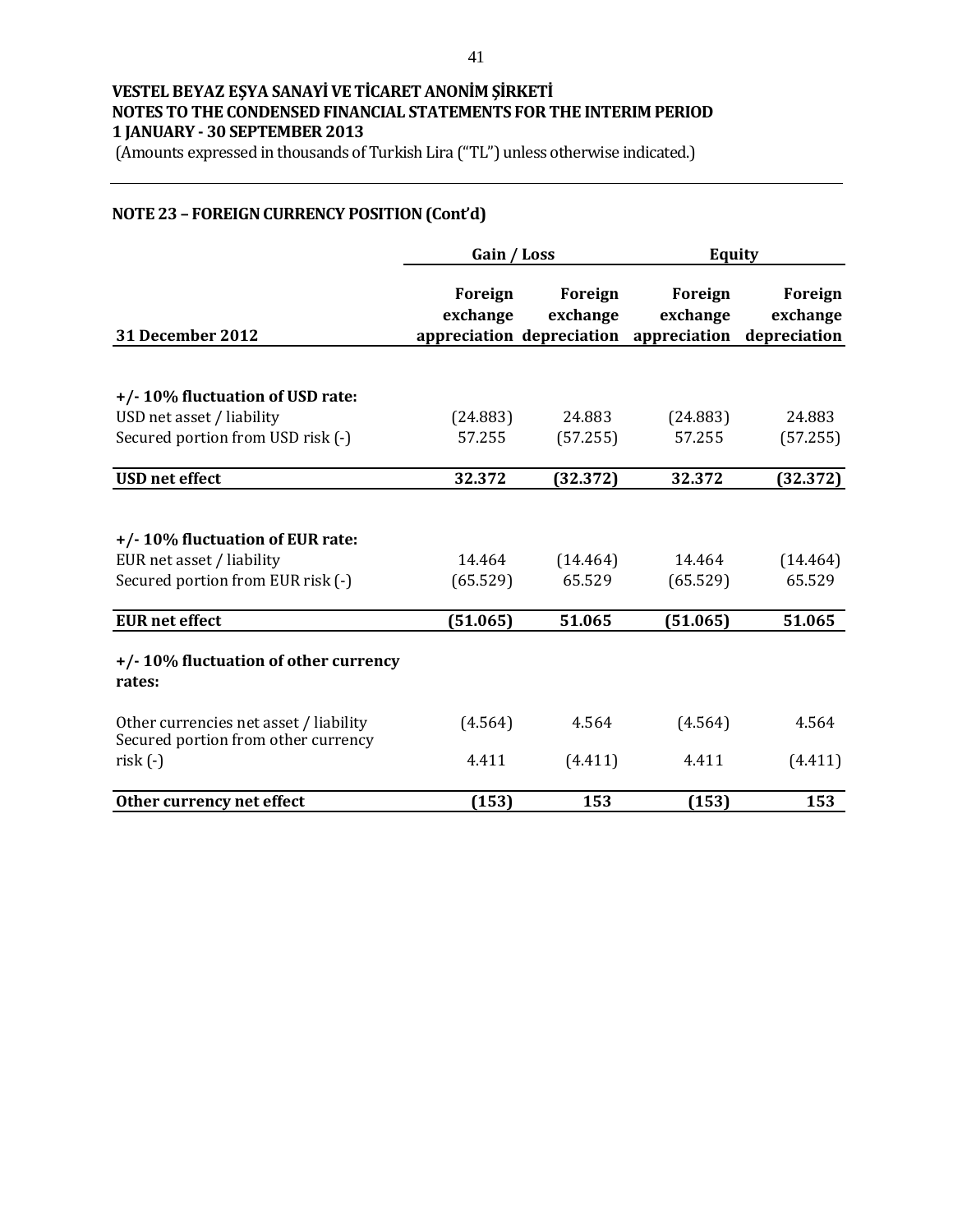**VESTEL BEYAZ EŞYA SANAYİ VE TİCARET ANONİM ŞİRKETİ**
**NOTES TO THE CONDENSED FINANCIAL STATEMENTS FOR THE INTERIM PERIOD**
**1 JANUARY - 30 SEPTEMBER 2013**
(Amounts expressed in thousands of Turkish Lira ("TL") unless otherwise indicated.)

## NOTE 23 – FOREIGN CURRENCY POSITION (Cont'd)

| | Gain / Loss | | Equity | |
|---|---|---|---|---|
| **31 December 2012** | **Foreign exchange appreciation** | **Foreign exchange depreciation** | **Foreign exchange appreciation** | **Foreign exchange depreciation** |
| **+/- 10% fluctuation of USD rate:** | | | | |
| USD net asset / liability | (24.883) | 24.883 | (24.883) | 24.883 |
| Secured portion from USD risk (-) | 57.255 | (57.255) | 57.255 | (57.255) |
| **USD net effect** | **32.372** | **(32.372)** | **32.372** | **(32.372)** |
| **+/- 10% fluctuation of EUR rate:** | | | | |
| EUR net asset / liability | 14.464 | (14.464) | 14.464 | (14.464) |
| Secured portion from EUR risk (-) | (65.529) | 65.529 | (65.529) | 65.529 |
| **EUR net effect** | **(51.065)** | **51.065** | **(51.065)** | **51.065** |
| **+/- 10% fluctuation of other currency rates:** | | | | |
| Other currencies net asset / liability | (4.564) | 4.564 | (4.564) | 4.564 |
| Secured portion from other currency risk (-) | 4.411 | (4.411) | 4.411 | (4.411) |
| **Other currency net effect** | **(153)** | **153** | **(153)** | **153** |